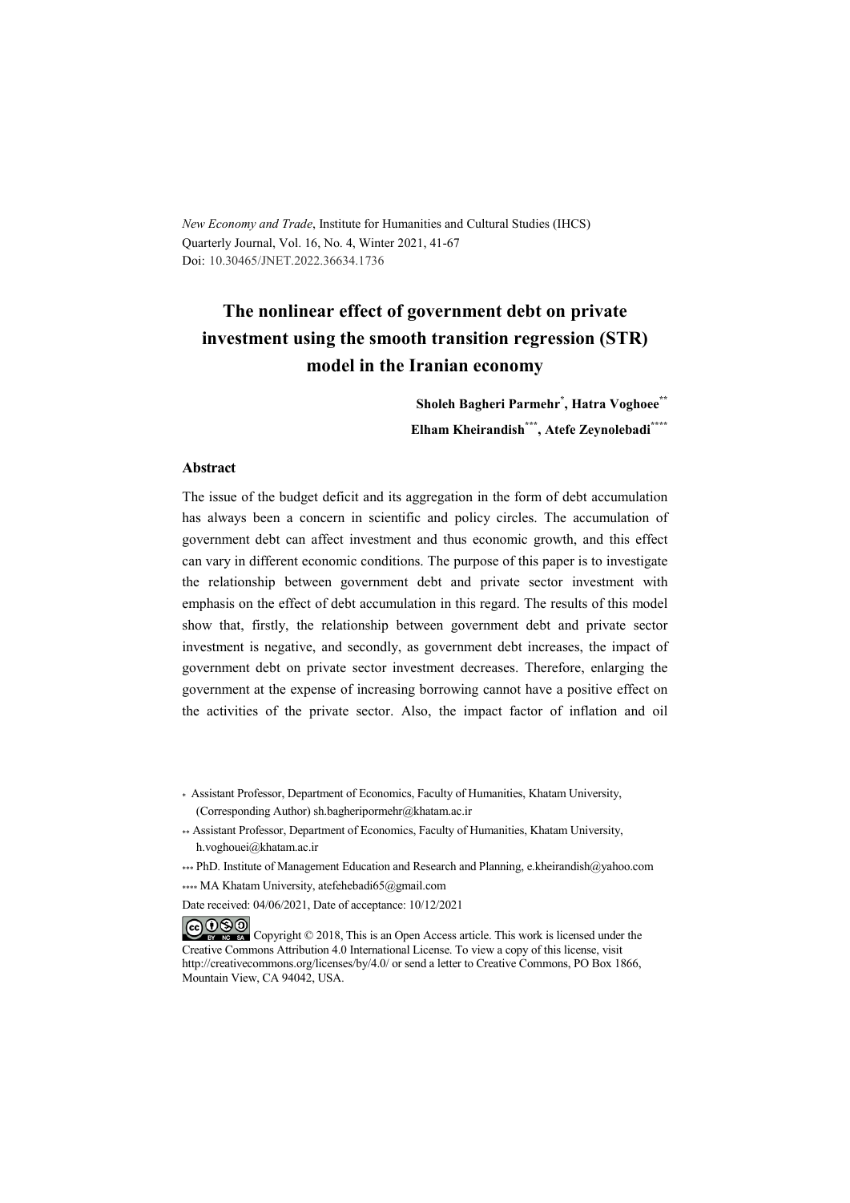*New Economy and Trade*, Institute for Humanities and Cultural Studies (IHCS)
Quarterly Journal, Vol. 16, No. 4, Winter 2021, 41-67
Doi: 10.30465/JNET.2022.36634.1736

# The nonlinear effect of government debt on private investment using the smooth transition regression (STR) model in the Iranian economy

**Sholeh Bagheri Parmehr[*], Hatra Voghoee[**]**
**Elham Kheirandish[***], Atefe Zeynolebadi[****]**

### Abstract

The issue of the budget deficit and its aggregation in the form of debt accumulation has always been a concern in scientific and policy circles. The accumulation of government debt can affect investment and thus economic growth, and this effect can vary in different economic conditions. The purpose of this paper is to investigate the relationship between government debt and private sector investment with emphasis on the effect of debt accumulation in this regard. The results of this model show that, firstly, the relationship between government debt and private sector investment is negative, and secondly, as government debt increases, the impact of government debt on private sector investment decreases. Therefore, enlarging the government at the expense of increasing borrowing cannot have a positive effect on the activities of the private sector. Also, the impact factor of inflation and oil

[*] Assistant Professor, Department of Economics, Faculty of Humanities, Khatam University, (Corresponding Author) sh.bagheripormehr@khatam.ac.ir

[**] Assistant Professor, Department of Economics, Faculty of Humanities, Khatam University, h.voghouei@khatam.ac.ir

[***] PhD. Institute of Management Education and Research and Planning, e.kheirandish@yahoo.com

[****] MA Khatam University, atefehebadi65@gmail.com

Date received: 04/06/2021, Date of acceptance: 10/12/2021

Copyright © 2018, This is an Open Access article. This work is licensed under the Creative Commons Attribution 4.0 International License. To view a copy of this license, visit http://creativecommons.org/licenses/by/4.0/ or send a letter to Creative Commons, PO Box 1866, Mountain View, CA 94042, USA.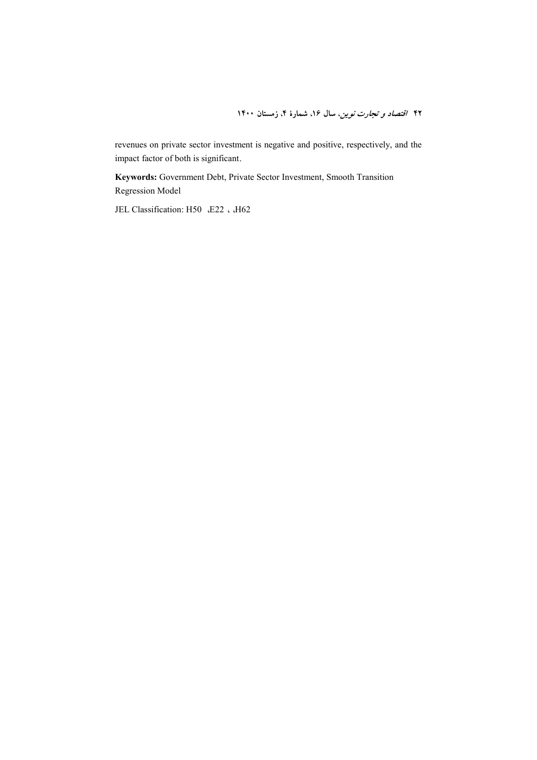revenues on private sector investment is negative and positive, respectively, and the impact factor of both is significant.

**Keywords:** Government Debt, Private Sector Investment, Smooth Transition Regression Model

JEL Classification: H50 ،E22 ، ،H62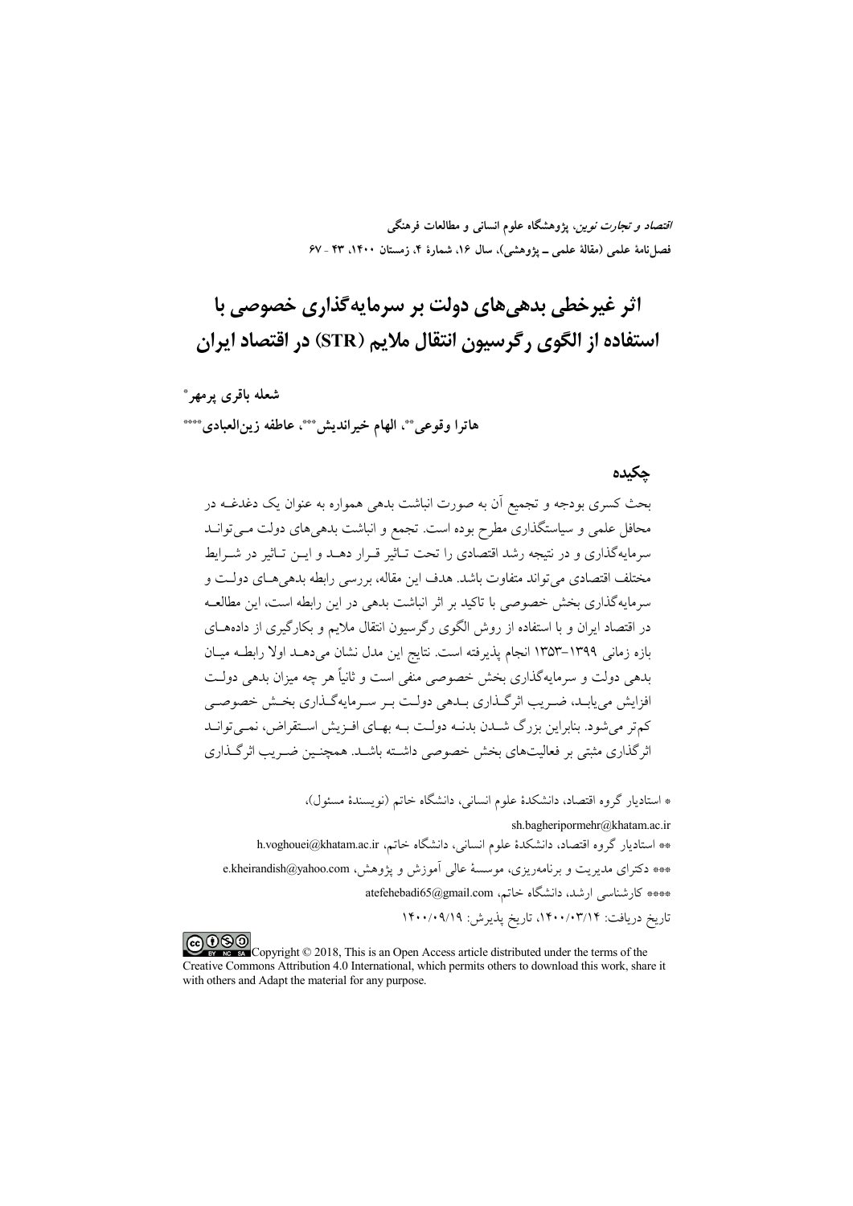# اثر غیرخطی بدهی‌های دولت بر سرمایه‌گذاری خصوصی با استفاده از الگوی رگرسیون انتقال ملایم (STR) در اقتصاد ایران

**شعله باقری پرمهر***

**هاترا وقوعی**، الهام خیراندیش***، عاطفه زین‌العابدی******

## چکیده

بحث کسری بودجه و تجمیع آن به صورت انباشت بدهی همواره به عنوان یک دغدغه در محافل علمی و سیاستگذاری مطرح بوده است. تجمع و انباشت بدهی‌های دولت می‌تواند سرمایه‌گذاری و در نتیجه رشد اقتصادی را تحت تاثیر قرار دهد و این تاثیر در شرایط مختلف اقتصادی می‌تواند متفاوت باشد. هدف این مقاله، بررسی رابطه بدهی‌های دولت و سرمایه‌گذاری بخش خصوصی با تاکید بر اثر انباشت بدهی در این رابطه است، این مطالعه در اقتصاد ایران و با استفاده از روش الگوی رگرسیون انتقال ملایم و بکارگیری از داده‌های بازه زمانی ۱۳۹۹-۱۳۵۳ انجام پذیرفته است. نتایج این مدل نشان می‌دهد اولا رابطه میان بدهی دولت و سرمایه‌گذاری بخش خصوصی منفی است و ثانیاً هر چه میزان بدهی دولت افزایش می‌یابد، ضریب اثرگذاری بدهی دولت بر سرمایه‌گذاری بخش خصوصی کم‌تر می‌شود. بنابراین بزرگ شدن بدنه دولت به بهای افزایش استقراض، نمی‌تواند اثرگذاری مثبتی بر فعالیت‌های بخش خصوصی داشته باشد. همچنین ضریب اثرگذاری

\* استادیار گروه اقتصاد، دانشکدهٔ علوم انسانی، دانشگاه خاتم (نویسندهٔ مسئول)، sh.bagheripormehr@khatam.ac.ir

\*\* استادیار گروه اقتصاد، دانشکدهٔ علوم انسانی، دانشگاه خاتم، h.voghouei@khatam.ac.ir

\*\*\* دکترای مدیریت و برنامه‌ریزی، موسسهٔ عالی آموزش و پژوهش، e.kheirandish@yahoo.com

\*\*\*\* کارشناسی ارشد، دانشگاه خاتم، atefehebadi65@gmail.com

تاریخ دریافت: ۱۴۰۰/۰۳/۱۴، تاریخ پذیرش: ۱۴۰۰/۰۹/۱۹

Copyright © 2018, This is an Open Access article distributed under the terms of the Creative Commons Attribution 4.0 International, which permits others to download this work, share it with others and Adapt the material for any purpose.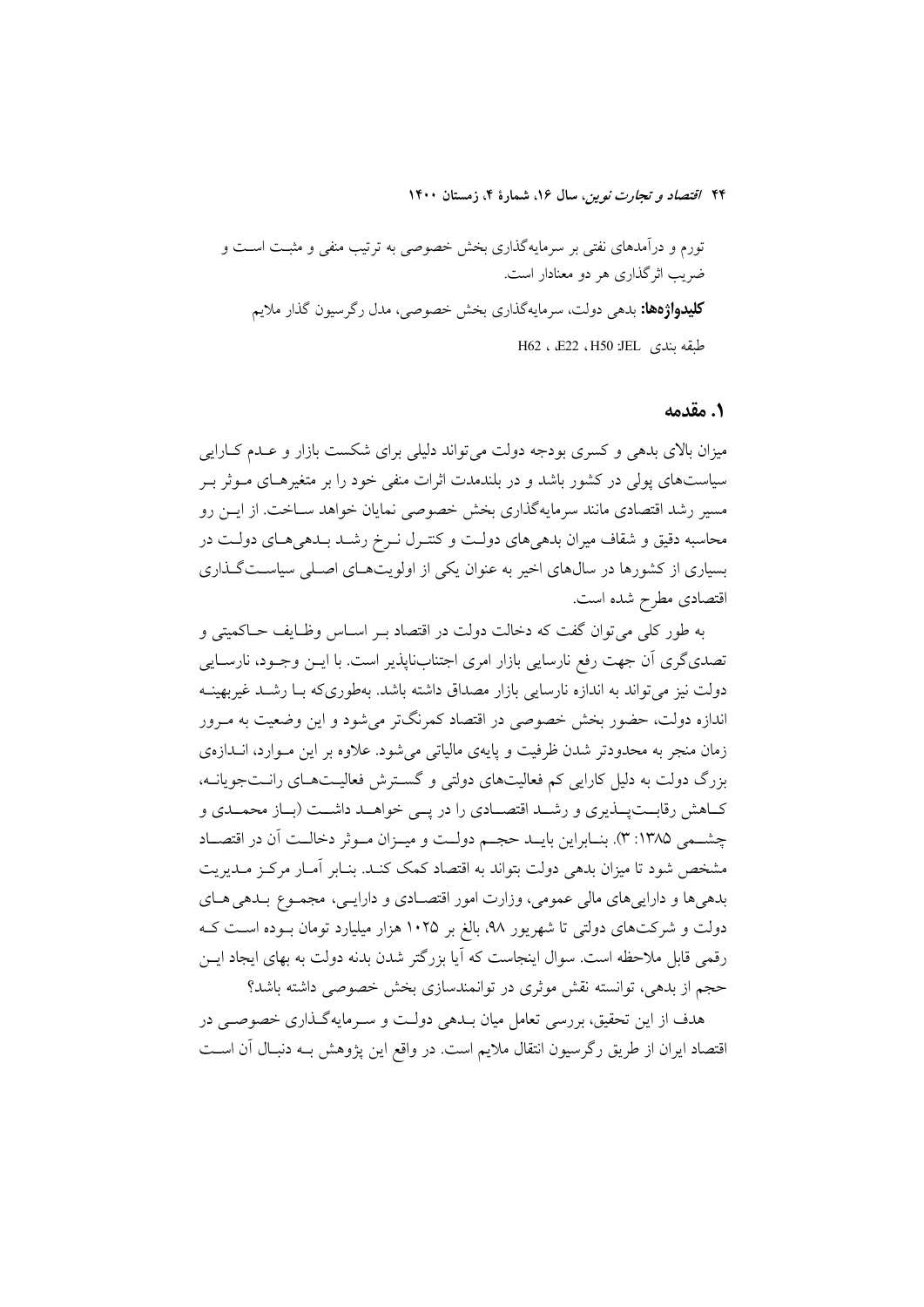تورم و درآمدهای نفتی بر سرمایه‌گذاری بخش خصوصی به ترتیب منفی و مثبت است و ضریب اثرگذاری هر دو معنادار است.

**کلیدواژه‌ها:** بدهی دولت، سرمایه‌گذاری بخش خصوصی، مدل رگرسیون گذار ملایم

طبقه بندی JEL: H50، E22، H62

## ۱. مقدمه

میزان بالای بدهی و کسری بودجه دولت می‌تواند دلیلی برای شکست بازار و عدم کارایی سیاست‌های پولی در کشور باشد و در بلندمدت اثرات منفی خود را بر متغیرهای موثر بر مسیر رشد اقتصادی مانند سرمایه‌گذاری بخش خصوصی نمایان خواهد ساخت. از این رو محاسبه دقیق و شفاف میزان بدهی‌های دولت و کنترل نرخ رشد بدهی‌های دولت در بسیاری از کشورها در سال‌های اخیر به عنوان یکی از اولویت‌های اصلی سیاست‌گذاری اقتصادی مطرح شده است.

به طور کلی می‌توان گفت که دخالت دولت در اقتصاد بر اساس وظایف حاکمیتی و تصدی‌گری آن جهت رفع نارسایی بازار امری اجتناب‌ناپذیر است. با این وجود، نارسایی دولت نیز می‌تواند به اندازه نارسایی بازار مصداق داشته باشد. به‌طوری‌که با رشد غیربهینه اندازه دولت، حضور بخش خصوصی در اقتصاد کمرنگ‌تر می‌شود و این وضعیت به مرور زمان منجر به محدودتر شدن ظرفیت و پایه‌ی مالیاتی می‌شود. علاوه بر این موارد، اندازه‌ی بزرگ دولت به دلیل کارایی کم فعالیت‌های دولتی و گسترش فعالیت‌های رانت‌جویانه، کاهش رقابت‌پذیری و رشد اقتصادی را در پی خواهد داشت (باز محمدی و چشمی ۱۳۸۵: ۳). بنابراین باید حجم دولت و میزان موثر دخالت آن در اقتصاد مشخص شود تا میزان بدهی دولت بتواند به اقتصاد کمک کند. بنابر آمار مرکز مدیریت بدهی‌ها و دارایی‌های مالی عمومی، وزارت امور اقتصادی و دارایی، مجموع بدهی‌های دولت و شرکت‌های دولتی تا شهریور ۹۸، بالغ بر ۱۰۲۵ هزار میلیارد تومان بوده است که رقمی قابل ملاحظه است. سوال اینجاست که آیا بزرگتر شدن بدنه دولت به بهای ایجاد این حجم از بدهی، توانسته نقش موثری در توانمندسازی بخش خصوصی داشته باشد؟

هدف از این تحقیق، بررسی تعامل میان بدهی دولت و سرمایه‌گذاری خصوصی در اقتصاد ایران از طریق رگرسیون انتقال ملایم است. در واقع این پژوهش به دنبال آن است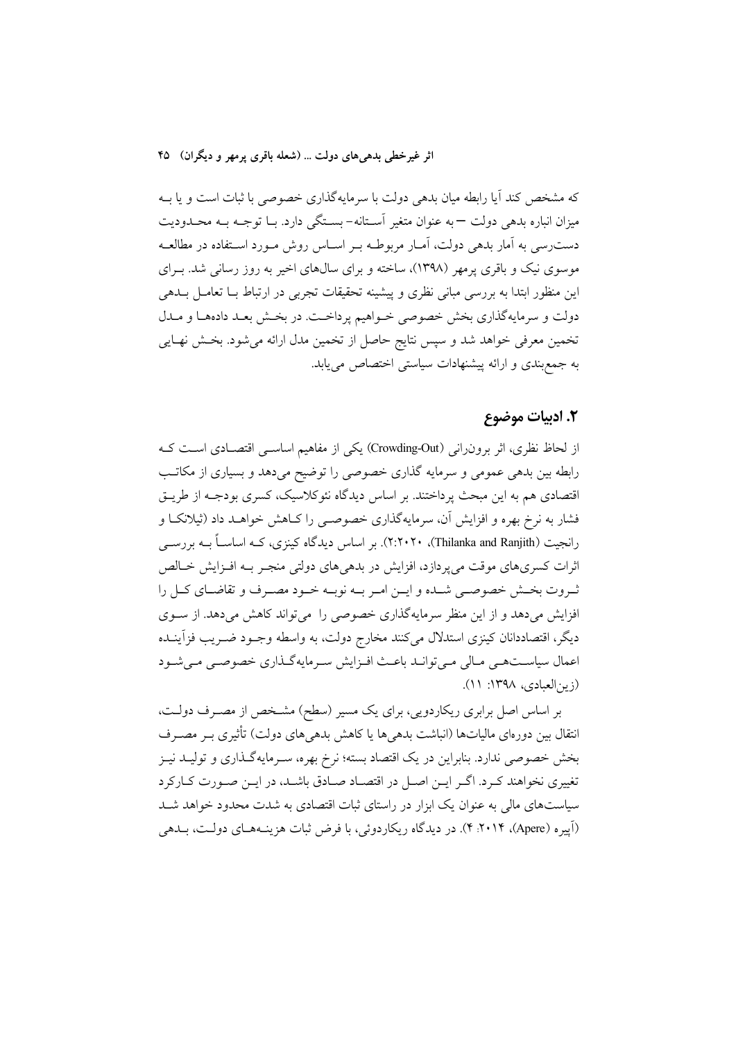که مشخص کند آیا رابطه میان بدهی دولت با سرمایه‌گذاری خصوصی با ثبات است و یا بـه میزان انباره بدهی دولت – به عنوان متغیر آسـتانه- بسـتگی دارد. بـا توجـه بـه محـدودیت دسترسی به آمار بدهی دولت، آمـار مربوطـه بـر اسـاس روش مـورد اسـتفاده در مطالعـه موسوی نیک و باقری پرمهر (۱۳۹۸)، ساخته و برای سال‌های اخیر به روز رسانی شد. بـرای این منظور ابتدا به بررسی مبانی نظری و پیشینه تحقیقات تجربی در ارتباط بـا تعامـل بـدهی دولت و سرمایه‌گذاری بخش خصوصی خـواهیم پرداخـت. در بخـش بعـد داده‌هـا و مـدل تخمین معرفی خواهد شد و سپس نتایج حاصل از تخمین مدل ارائه می‌شود. بخـش نهـایی به جمع‌بندی و ارائه پیشنهادات سیاستی اختصاص می‌یابد.

## ۲. ادبیات موضوع

از لحاظ نظری، اثر برون‌رانی (Crowding-Out) یکی از مفاهیم اساسـی اقتصـادی اسـت کـه رابطه بین بدهی عمومی و سرمایه گذاری خصوصی را توضیح می‌دهد و بسیاری از مکاتـب اقتصادی هم به این مبحث پرداختند. بر اساس دیدگاه نئوکلاسیک، کسری بودجـه از طریـق فشار به نرخ بهره و افزایش آن، سرمایه‌گذاری خصوصـی را کـاهش خواهـد داد (ثیلانکـا و رانجیت (Thilanka and Ranjith)، ۲:۲۰۲۰). بر اساس دیدگاه کینزی، کـه اساسـاً بـه بررسـی اثرات کسری‌های موقت می‌پردازد، افزایش در بدهی‌های دولتی منجـر بـه افـزایش خـالص ثـروت بخـش خصوصـی شـده و ایـن امـر بـه نوبـه خـود مصـرف و تقاضـای کـل را افزایش می‌دهد و از این منظر سرمایه‌گذاری خصوصی را می‌تواند کاهش می‌دهد. از سـوی دیگر، اقتصاددانان کینزی استدلال می‌کنند مخارج دولت، به واسطه وجـود ضـریب فزآینـده اعمال سیاسـت‌هـی مـالی مـی‌توانـد باعـث افـزایش سـرمایه‌گـذاری خصوصـی مـی‌شـود (زین‌العبادی، ۱۳۹۸: ۱۱).

بر اساس اصل برابری ریکاردویی، برای یک مسیر (سطح) مشـخص از مصـرف دولـت، انتقال بین دوره‌ای مالیات‌ها (انباشت بدهی‌ها یا کاهش بدهی‌های دولت) تأثیری بـر مصـرف بخش خصوصی ندارد. بنابراین در یک اقتصاد بسته؛ نرخ بهره، سـرمایه‌گـذاری و تولیـد نیـز تغییری نخواهند کـرد. اگـر ایـن اصـل در اقتصـاد صـادق باشـد، در ایـن صـورت کـارکرد سیاست‌های مالی به عنوان یک ابزار در راستای ثبات اقتصادی به شدت محدود خواهد شـد (آپیره (Apere)، ۲۰۱۴: ۴). در دیدگاه ریکاردوئی، با فرض ثبات هزینـه‌هـای دولـت، بـدهی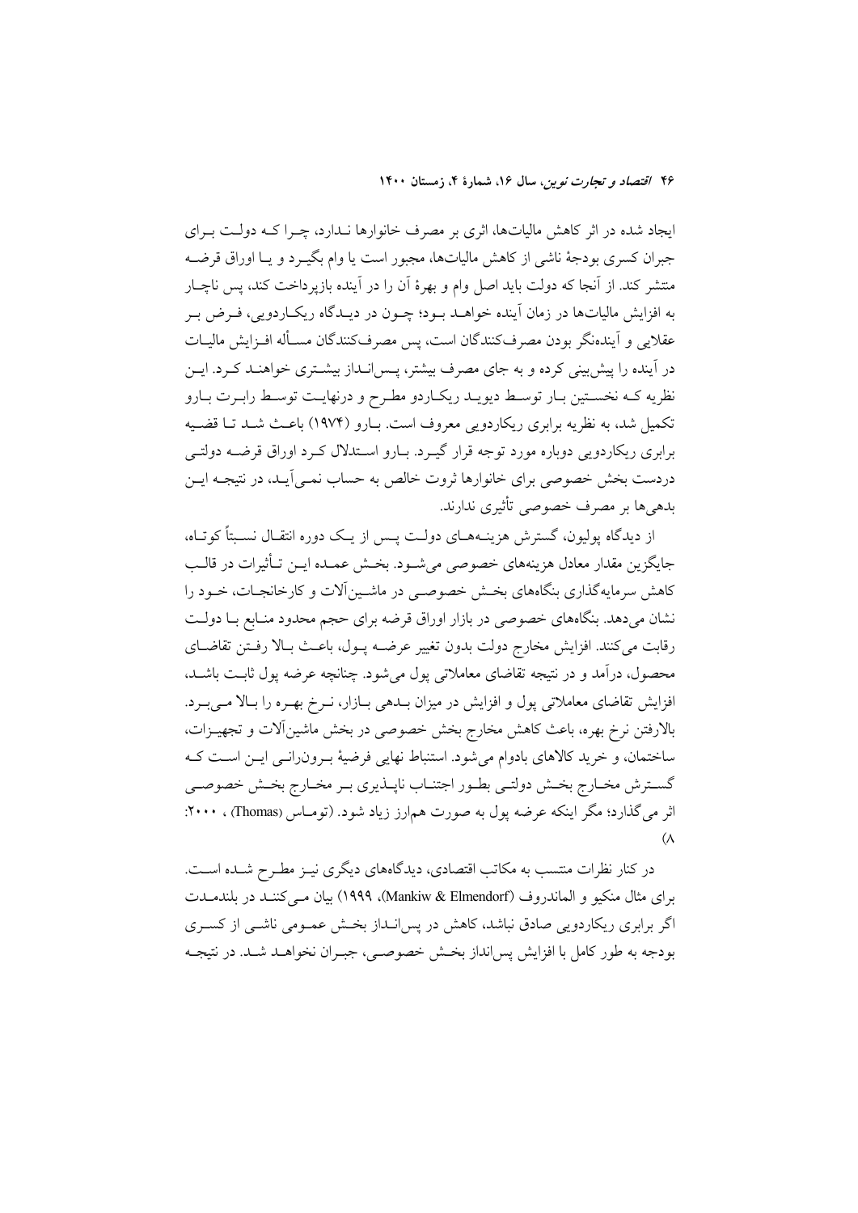ایجاد شده در اثر کاهش مالیات‌ها، اثری بر مصرف خانوارها ندارد، چرا که دولت برای جبران کسری بودجهٔ ناشی از کاهش مالیات‌ها، مجبور است یا وام بگیرد و یا اوراق قرضه منتشر کند. از آنجا که دولت باید اصل وام و بهرهٔ آن را در آینده بازپرداخت کند، پس ناچار به افزایش مالیات‌ها در زمان آینده خواهد بود؛ چون در دیدگاه ریکاردویی، فرض بر عقلایی و آینده‌نگر بودن مصرف‌کنندگان است، پس مصرف‌کنندگان مسأله افزایش مالیات در آینده را پیش‌بینی کرده و به جای مصرف بیشتر، پس‌انداز بیشتری خواهند کرد. این نظریه که نخستین بار توسط دیوید ریکاردو مطرح و درنهایت توسط رابرت بارو تکمیل شد، به نظریه برابری ریکاردویی معروف است. بارو (۱۹۷۴) باعث شد تا قضیه برابری ریکاردویی دوباره مورد توجه قرار گیرد. بارو استدلال کرد اوراق قرضه دولتی دردست بخش خصوصی برای خانوارها ثروت خالص به حساب نمی‌آید، در نتیجه این بدهی‌ها بر مصرف خصوصی تأثیری ندارند.

از دیدگاه پولیون، گسترش هزینه‌های دولت پس از یک دوره انتقال نسبتاً کوتاه، جایگزین مقدار معادل هزینه‌های خصوصی می‌شود. بخش عمده این تأثیرات در قالب کاهش سرمایه‌گذاری بنگاه‌های بخش خصوصی در ماشین‌آلات و کارخانجات، خود را نشان می‌دهد. بنگاه‌های خصوصی در بازار اوراق قرضه برای حجم محدود منابع با دولت رقابت می‌کنند. افزایش مخارج دولت بدون تغییر عرضه پول، باعث بالا رفتن تقاضای محصول، درآمد و در نتیجه تقاضای معاملاتی پول می‌شود. چنانچه عرضه پول ثابت باشد، افزایش تقاضای معاملاتی پول و افزایش در میزان بدهی بازار، نرخ بهره را بالا می‌برد. بالارفتن نرخ بهره، باعث کاهش مخارج بخش خصوصی در بخش ماشین‌آلات و تجهیزات، ساختمان، و خرید کالاهای بادوام می‌شود. استنباط نهایی فرضیهٔ برون‌رانی این است که گسترش مخارج بخش دولتی بطور اجتناب ناپذیری بر مخارج بخش خصوصی اثر می‌گذارد؛ مگر اینکه عرضه پول به صورت همارز زیاد شود. (توماس (Thomas) ، ۲۰۰۰: ۸)

در کنار نظرات منتسب به مکاتب اقتصادی، دیدگاه‌های دیگری نیز مطرح شده است. برای مثال منکیو و الماندروف (Mankiw & Elmendorf)، ۱۹۹۹) بیان می‌کنند در بلندمدت اگر برابری ریکاردویی صادق نباشد، کاهش در پس‌انداز بخش عمومی ناشی از کسری بودجه به طور کامل با افزایش پس‌انداز بخش خصوصی، جبران نخواهد شد. در نتیجه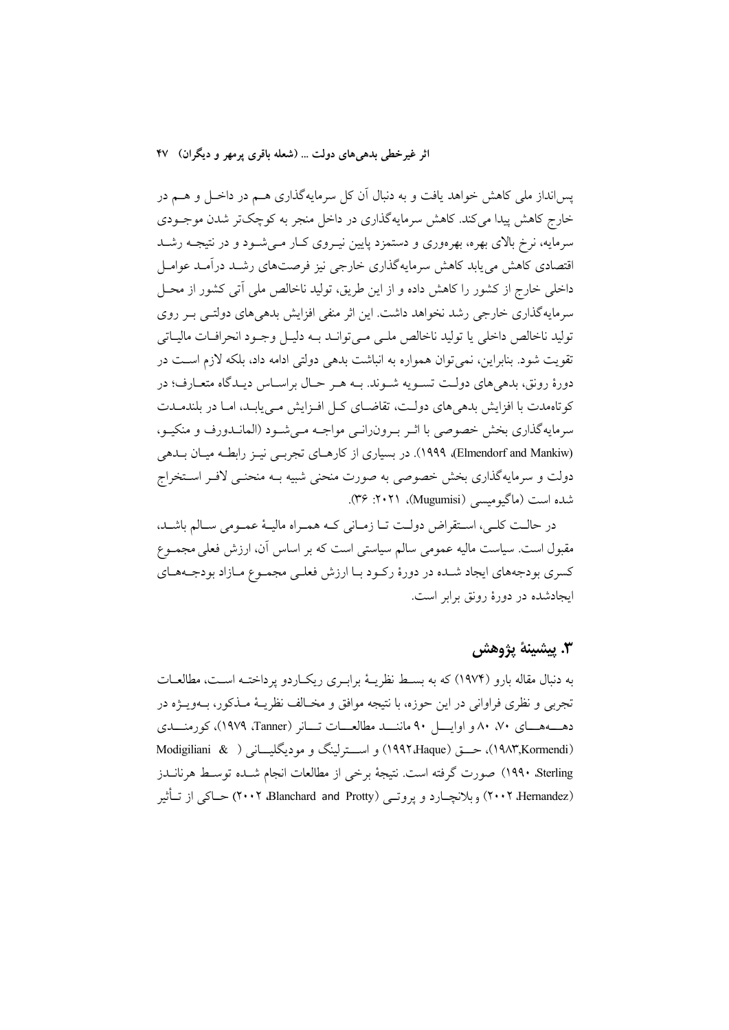پس‌انداز ملی کاهش خواهد یافت و به دنبال آن کل سرمایه‌گذاری هم در داخل و هم در خارج کاهش پیدا می‌کند. کاهش سرمایه‌گذاری در داخل منجر به کوچک‌تر شدن موجودی سرمایه، نرخ بالای بهره، بهره‌وری و دستمزد پایین نیروی کار می‌شود و در نتیجه رشد اقتصادی کاهش می‌یابد کاهش سرمایه‌گذاری خارجی نیز فرصت‌های رشد درآمد عوامل داخلی خارج از کشور را کاهش داده و از این طریق، تولید ناخالص ملی آتی کشور از محل سرمایه‌گذاری خارجی رشد نخواهد داشت. این اثر منفی افزایش بدهی‌های دولتی بر روی تولید ناخالص داخلی یا تولید ناخالص ملی می‌تواند به دلیل وجود انحرافات مالیاتی تقویت شود. بنابراین، نمی‌توان همواره به انباشت بدهی دولتی ادامه داد، بلکه لازم است در دورهٔ رونق، بدهی‌های دولت تسویه شوند. به هر حال براساس دیدگاه متعارف؛ در کوتاه‌مدت با افزایش بدهی‌های دولت، تقاضای کل افزایش می‌یابد، اما در بلندمدت سرمایه‌گذاری بخش خصوصی با اثر برون‌رانی مواجه می‌شود (الماندورف و منکیو، (Elmendorf and Mankiw)، ۱۹۹۹). در بسیاری از کارهای تجربی نیز رابطه میان بدهی دولت و سرمایه‌گذاری بخش خصوصی به صورت منحنی شبیه به منحنی لافر استخراج شده است (ماگیومیسی (Mugumisi)، ۲۰۲۱: ۳۶).

در حالت کلی، استقراض دولت تا زمانی که همراه مالیهٔ عمومی سالم باشد، مقبول است. سیاست مالیه عمومی سالم سیاستی است که بر اساس آن، ارزش فعلی مجموع کسری بودجه‌های ایجاد شده در دورهٔ رکود با ارزش فعلی مجموع مازاد بودجه‌های ایجادشده در دورهٔ رونق برابر است.

## ۳. پیشینهٔ پژوهش

به دنبال مقاله بارو (۱۹۷۴) که به بسط نظریهٔ برابری ریکاردو پرداخته است، مطالعات تجربی و نظری فراوانی در این حوزه، با نتیجه موافق و مخالف نظریهٔ مذکور، به‌ویژه در دهه‌های ۷۰، ۸۰ و اوایل ۹۰ مانند مطالعات تانر (Tanner، ۱۹۷۹)، کورمندی (Kormendi،۱۹۸۳)، حق (Haque،۱۹۹۲) و استرلینگ و مودیگلیانی ( Modigiliani & Sterling، ۱۹۹۰) صورت گرفته است. نتیجهٔ برخی از مطالعات انجام شده توسط هرناندز (Hernandez، ۲۰۰۲) و بلانچارد و پروتی (Blanchard and Protty، ۲۰۰۲) حاکی از تأثیر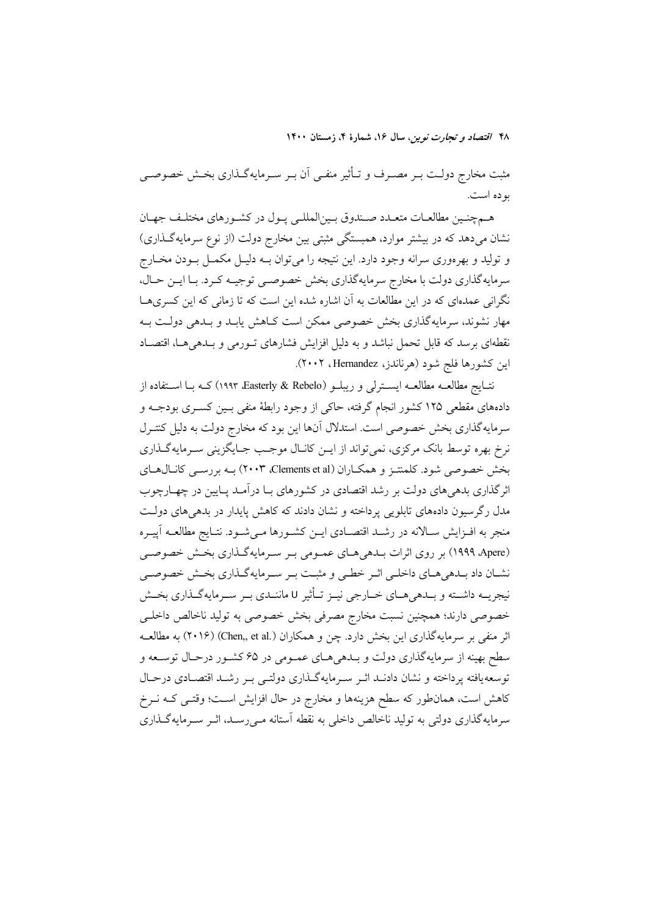مثبت مخارج دولت بر مصرف و تأثیر منفی آن بر سرمایه‌گذاری بخش خصوصی بوده است.

هم‌چنین مطالعات متعدد صندوق بین‌المللی پول در کشورهای مختلف جهان نشان می‌دهد که در بیشتر موارد، همبستگی مثبتی بین مخارج دولت (از نوع سرمایه‌گذاری) و تولید و بهره‌وری سرانه وجود دارد. این نتیجه را می‌توان به دلیل مکمل بودن مخارج سرمایه‌گذاری دولت با مخارج سرمایه‌گذاری بخش خصوصی توجیه کرد. با این حال، نگرانی عمده‌ای که در این مطالعات به آن اشاره شده این است که تا زمانی که این کسری‌ها مهار نشوند، سرمایه‌گذاری بخش خصوصی ممکن است کاهش یابد و بدهی دولت به نقطه‌ای برسد که قابل تحمل نباشد و به دلیل افزایش فشارهای تورمی و بدهی‌ها، اقتصاد این کشورها فلج شود (هرناندز، Hernandez، ۲۰۰۲).

نتایج مطالعه مطالعه ایسترلی و ریبلو (Easterly & Rebelo، ۱۹۹۳) که با استفاده از داده‌های مقطعی ۱۲۵ کشور انجام گرفته، حاکی از وجود رابطهٔ منفی بین کسری بودجه و سرمایه‌گذاری بخش خصوصی است. استدلال آنها این بود که مخارج دولت به دلیل کنترل نرخ بهره توسط بانک مرکزی، نمی‌تواند از این کانال موجب جایگزینی سرمایه‌گذاری بخش خصوصی شود. کلمنتز و همکاران (Clements et al، ۲۰۰۳) به بررسی کانال‌های اثرگذاری بدهی‌های دولت بر رشد اقتصادی در کشورهای با درآمد پایین در چهارچوب مدل رگرسیون داده‌های تابلویی پرداخته و نشان دادند که کاهش پایدار در بدهی‌های دولت منجر به افزایش سالانه در رشد اقتصادی این کشورها می‌شود. نتایج مطالعه آپیره (Apere، ۱۹۹۹) بر روی اثرات بدهی‌های عمومی بر سرمایه‌گذاری بخش خصوصی نشان داد بدهی‌های داخلی اثر خطی و مثبت بر سرمایه‌گذاری بخش خصوصی نیجریه داشته و بدهی‌های خارجی نیز تأثیر U مانندی بر سرمایه‌گذاری بخش خصوصی دارند؛ همچنین نسبت مخارج مصرفی بخش خصوصی به تولید ناخالص داخلی اثر منفی بر سرمایه‌گذاری این بخش دارد. چن و همکاران (Chen,, et al.) (۲۰۱۶) به مطالعه سطح بهینه از سرمایه‌گذاری دولت و بدهی‌های عمومی در ۶۵ کشور درحال توسعه و توسعه‌یافته پرداخته و نشان دادند اثر سرمایه‌گذاری دولتی بر رشد اقتصادی درحال کاهش است، همان‌طور که سطح هزینه‌ها و مخارج در حال افزایش است؛ وقتی که نرخ سرمایه‌گذاری دولتی به تولید ناخالص داخلی به نقطه آستانه می‌رسد، اثر سرمایه‌گذاری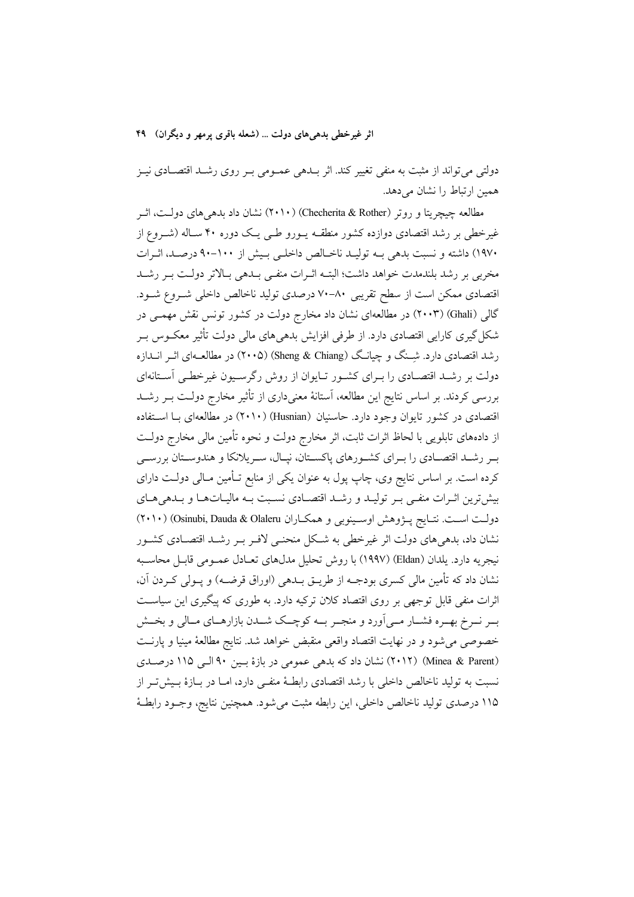دولتی می‌تواند از مثبت به منفی تغییر کند. اثر بـدهی عمـومی بـر روی رشـد اقتصـادی نیـز همین ارتباط را نشان می‌دهد.

مطالعه چیچریتا و روتر (Checherita & Rother) (۲۰۱۰) نشان داد بدهی‌های دولـت، اثـر غیرخطی بر رشد اقتصادی دوازده کشور منطقـه یـورو طـی یـک دوره ۴۰ سـاله (شـروع از ۱۹۷۰) داشته و نسبت بدهی بـه تولیـد ناخـالص داخلـی بـیش از ۱۰۰–۹۰ درصـد، اثـرات مخربی بر رشد بلندمدت خواهد داشت؛ البتـه اثـرات منفـی بـدهی بـالاتر دولـت بـر رشـد اقتصادی ممکن است از سطح تقریبی ۸۰–۷۰ درصدی تولید ناخالص داخلی شـروع شـود. گالی (Ghali) (۲۰۰۳) در مطالعه‌ای نشان داد مخارج دولت در کشور تونس نقش مهمـی در شکل‌گیری کارایی اقتصادی دارد. از طرفی افزایش بدهی‌های مالی دولت تأثیر معکـوس بـر رشد اقتصادی دارد. شِـنگ و چیانـگ (Sheng & Chiang) (۲۰۰۵) در مطالعـه‌ای اثـر انـدازه دولت بر رشـد اقتصـادی را بـرای کشـور تـایوان از روش رگرسـیون غیرخطـی آسـتانه‌ای بررسی کردند. بر اساس نتایج این مطالعه، آستانهٔ معنی‌داری از تأثیر مخارج دولـت بـر رشـد اقتصادی در کشور تایوان وجود دارد. حاسنیان (Husnian) (۲۰۱۰) در مطالعه‌ای بـا اسـتفاده از داده‌های تابلویی با لحاظ اثرات ثابت، اثر مخارج دولت و نحوه تأمین مالی مخارج دولـت بـر رشـد اقتصـادی را بـرای کشـورهای پاکسـتان، نپـال، سـریلانکا و هندوسـتان بررسـی کرده است. بر اساس نتایج وی، چاپ پول به عنوان یکی از منابع تـأمین مـالی دولـت دارای بیش‌ترین اثـرات منفـی بـر تولیـد و رشـد اقتصـادی نسـبت بـه مالیـات‌هـا و بـدهی‌هـای دولـت اسـت. نتـایج پـژوهش اوسـینوبی و همکـاران (Osinubi, Dauda & Olaleru) (۲۰۱۰) نشان داد، بدهی‌های دولت اثر غیرخطی به شـکل منحنـی لافـر بـر رشـد اقتصـادی کشـور نیجریه دارد. یلدان (Eldan) (۱۹۹۷) با روش تحلیل مدل‌های تعـادل عمـومی قابـل محاسـبه نشان داد که تأمین مالی کسری بودجـه از طریـق بـدهی (اوراق قرضـه) و پـولی کـردن آن، اثرات منفی قابل توجهی بر روی اقتصاد کلان ترکیه دارد. به طوری که پیگیری این سیاسـت بـر نـرخ بهـره فشـار مـی‌آورد و منجـر بـه کوچـک شـدن بازارهـای مـالی و بخـش خصوصی می‌شود و در نهایت اقتصاد واقعی منقبض خواهد شد. نتایج مطالعهٔ مینیا و پارنـت (Minea & Parent) (۲۰۱۲) نشان داد که بدهی عمومی در بازهٔ بـین ۹۰ الـی ۱۱۵ درصـدی نسبت به تولید ناخالص داخلی با رشد اقتصادی رابطـهٔ منفـی دارد، امـا در بـازهٔ بـیش‌تـر از ۱۱۵ درصدی تولید ناخالص داخلی، این رابطه مثبت می‌شود. همچنین نتایج، وجـود رابطـهٔ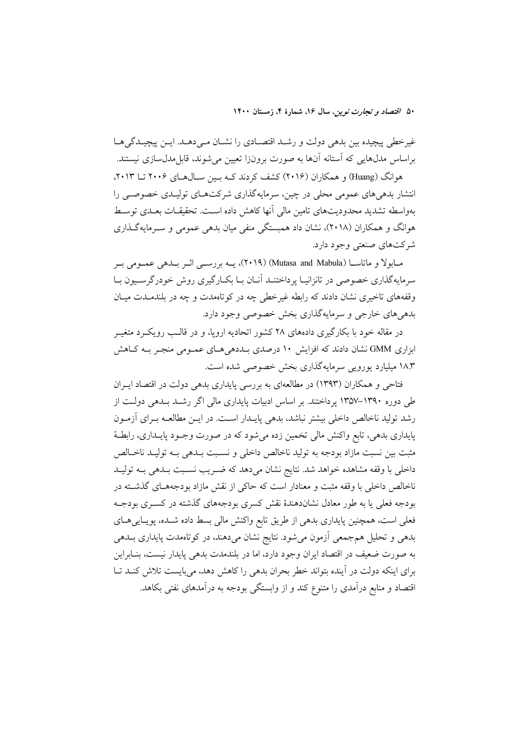غیرخطی پیچیده بین بدهی دولت و رشد اقتصادی را نشان می‌دهد. این پیچیدگی‌ها براساس مدل‌هایی که آستانه آن‌ها به صورت برون‌زا تعیین می‌شوند، قابل‌مدل‌سازی نیستند.

هوانگ (Huang) و همکاران (۲۰۱۶) کشف کردند که بین سال‌های ۲۰۰۶ تا ۲۰۱۳، انتشار بدهی‌های عمومی محلی در چین، سرمایه‌گذاری شرکت‌های تولیدی خصوصی را به‌واسطه تشدید محدودیت‌های تامین مالی آنها کاهش داده است. تحقیقات بعدی توسط هوانگ و همکاران (۲۰۱۸)، نشان داد همبستگی منفی میان بدهی عمومی و سرمایه‌گذاری شرکت‌های صنعتی وجود دارد.

مابولا و ماتاسا (Mutasa and Mabula) (۲۰۱۹)، به بررسی اثر بدهی عمومی بر سرمایه‌گذاری خصوصی در تانزانیا پرداختند آنان با بکارگیری روش خودرگرسیون با وقفه‌های تاخیری نشان دادند که رابطه غیرخطی چه در کوتاه‌مدت و چه در بلندمدت میان بدهی‌های خارجی و سرمایه‌گذاری بخش خصوصی وجود دارد.

در مقاله خود با بکارگیری داده‌های ۲۸ کشور اتحادیه اروپا، و در قالب رویکرد متغیر ابزاری GMM نشان دادند که افزایش ۱۰ درصدی بدهی‌های عمومی منجر به کاهش ۱۸.۳ میلیارد یورویی سرمایه‌گذاری بخش خصوصی شده است.

فتاحی و همکاران (۱۳۹۳) در مطالعه‌ای به بررسی پایداری بدهی دولت در اقتصاد ایران طی دوره ۱۳۹۰–۱۳۵۷ پرداختند. بر اساس ادبیات پایداری مالی اگر رشد بدهی دولت از رشد تولید ناخالص داخلی بیشتر نباشد، بدهی پایدار است. در این مطالعه برای آزمون پایداری بدهی، تابع واکنش مالی تخمین زده می‌شود که در صورت وجود پایداری، رابطهٔ مثبت بین نسبت مازاد بودجه به تولید ناخالص داخلی و نسبت بدهی به تولید ناخالص داخلی با وقفه مشاهده خواهد شد. نتایج نشان می‌دهد که ضریب نسبت بدهی به تولید ناخالص داخلی با وقفه مثبت و معنادار است که حاکی از نقش مازاد بودجه‌های گذشته در بودجه فعلی یا به طور معادل نشان‌دهندهٔ نقش کسری بودجه‌های گذشته در کسری بودجه فعلی است، همچنین پایداری بدهی از طریق تابع واکنش مالی بسط داده شده، پویایی‌های بدهی و تحلیل هم‌جمعی آزمون می‌شود. نتایج نشان می‌دهند، در کوتاه‌مدت پایداری بدهی به صورت ضعیف در اقتصاد ایران وجود دارد، اما در بلندمدت بدهی پایدار نیست، بنابراین برای اینکه دولت در آینده بتواند خطر بحران بدهی را کاهش دهد، می‌بایست تلاش کند تا اقتصاد و منابع درآمدی را متنوع کند و از وابستگی بودجه به درآمدهای نفتی بکاهد.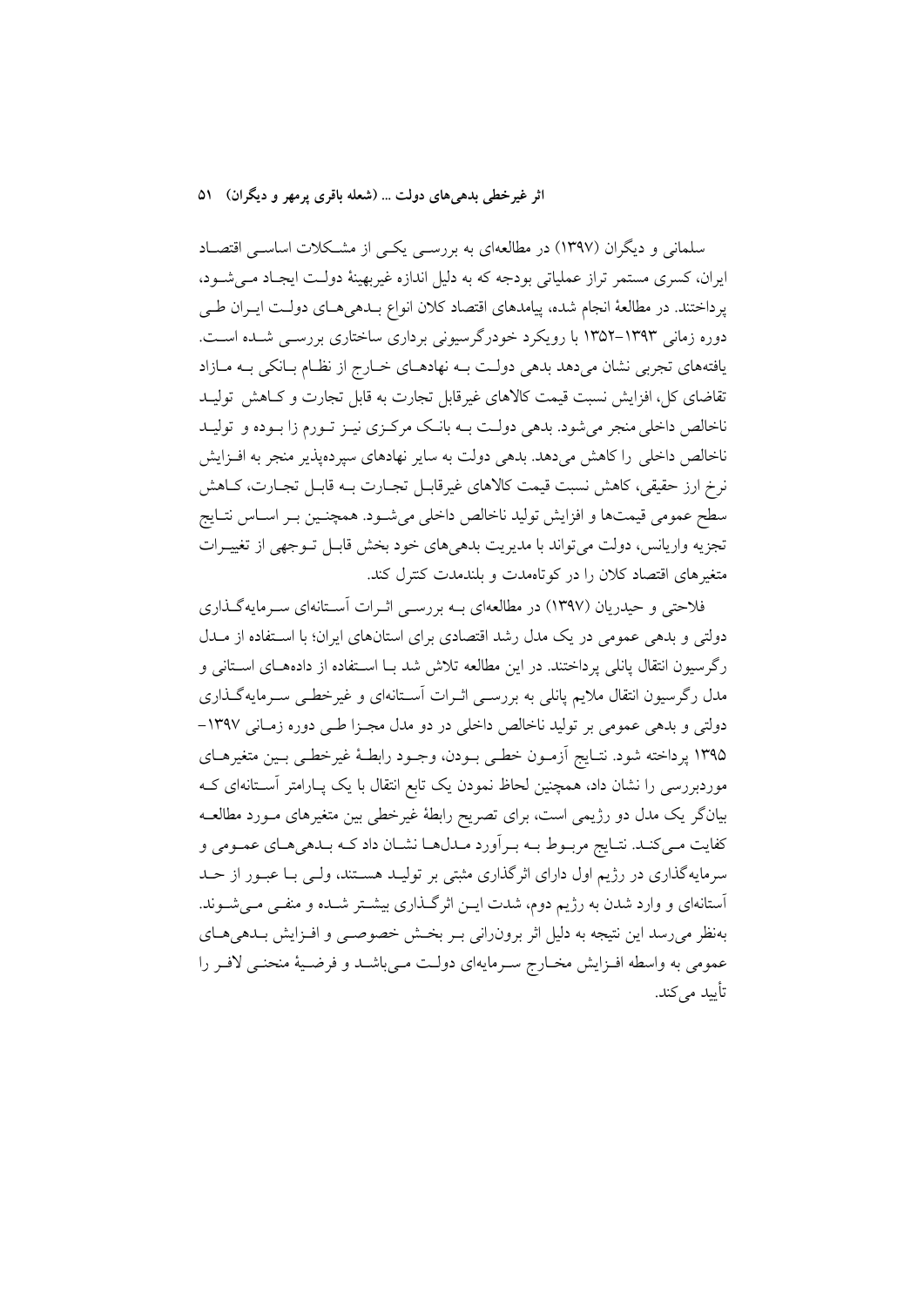سلمانی و دیگران (۱۳۹۷) در مطالعه‌ای به بررسی یکی از مشکلات اساسی اقتصاد ایران، کسری مستمر تراز عملیاتی بودجه که به دلیل اندازه غیربهینهٔ دولت ایجاد می‌شود، پرداختند. در مطالعهٔ انجام شده، پیامدهای اقتصاد کلان انواع بدهی‌های دولت ایران طی دوره زمانی ۱۳۹۳-۱۳۵۲ با رویکرد خودرگرسیونی برداری ساختاری بررسی شده است. یافته‌های تجربی نشان می‌دهد بدهی دولت به نهادهای خارج از نظام بانکی به مازاد تقاضای کل، افزایش نسبت قیمت کالاهای غیرقابل تجارت به قابل تجارت و کاهش تولید ناخالص داخلی منجر می‌شود. بدهی دولت به بانک مرکزی نیز تورم زا بوده و تولید ناخالص داخلی را کاهش می‌دهد. بدهی دولت به سایر نهادهای سپرده‌پذیر منجر به افزایش نرخ ارز حقیقی، کاهش نسبت قیمت کالاهای غیرقابل تجارت به قابل تجارت، کاهش سطح عمومی قیمت‌ها و افزایش تولید ناخالص داخلی می‌شود. همچنین بر اساس نتایج تجزیه واریانس، دولت می‌تواند با مدیریت بدهی‌های خود بخش قابل توجهی از تغییرات متغیرهای اقتصاد کلان را در کوتاه‌مدت و بلندمدت کنترل کند.

فلاحتی و حیدریان (۱۳۹۷) در مطالعه‌ای به بررسی اثرات آستانه‌ای سرمایه‌گذاری دولتی و بدهی عمومی در یک مدل رشد اقتصادی برای استان‌های ایران؛ با استفاده از مدل رگرسیون انتقال پانلی پرداختند. در این مطالعه تلاش شد با استفاده از داده‌های استانی و مدل رگرسیون انتقال ملایم پانلی به بررسی اثرات آستانه‌ای و غیرخطی سرمایه‌گذاری دولتی و بدهی عمومی بر تولید ناخالص داخلی در دو مدل مجزا طی دوره زمانی ۱۳۹۷-۱۳۹۵ پرداخته شود. نتایج آزمون خطی بودن، وجود رابطهٔ غیرخطی بین متغیرهای موردبررسی را نشان داد، همچنین لحاظ نمودن یک تابع انتقال با یک پارامتر آستانه‌ای که بیانگر یک مدل دو رژیمی است، برای تصریح رابطهٔ غیرخطی بین متغیرهای مورد مطالعه کفایت می‌کند. نتایج مربوط به برآورد مدل‌ها نشان داد که بدهی‌های عمومی و سرمایه‌گذاری در رژیم اول دارای اثرگذاری مثبتی بر تولید هستند، ولی با عبور از حد آستانه‌ای و وارد شدن به رژیم دوم، شدت این اثرگذاری بیشتر شده و منفی می‌شوند. به‌نظر می‌رسد این نتیجه به دلیل اثر برون‌رانی بر بخش خصوصی و افزایش بدهی‌های عمومی به واسطه افزایش مخارج سرمایه‌ای دولت می‌باشد و فرضیهٔ منحنی لافر را تأیید می‌کند.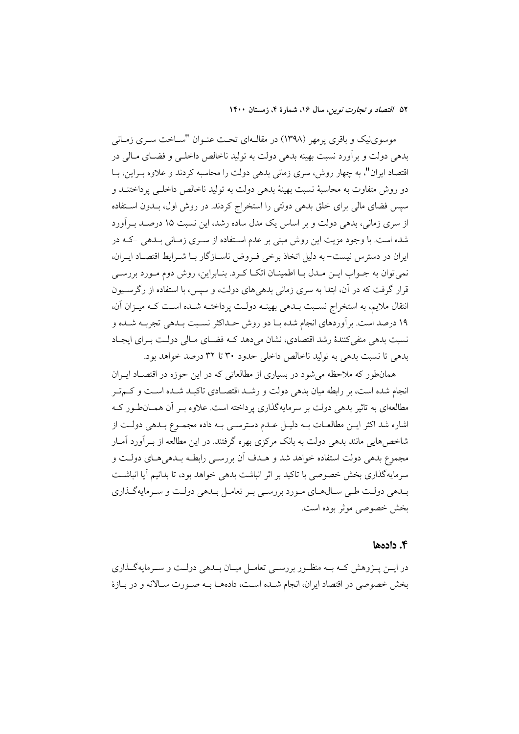موسوی‌نیک و باقری پرمهر (۱۳۹۸) در مقاله‌ای تحت عنوان "ساخت سری زمانی بدهی دولت و برآورد نسبت بهینه بدهی دولت به تولید ناخالص داخلی و فضای مالی در اقتصاد ایران"، به چهار روش، سری زمانی بدهی دولت را محاسبه کردند و علاوه براین، با دو روش متفاوت به محاسبهٔ نسبت بهینهٔ بدهی دولت به تولید ناخالص داخلی پرداختند و سپس فضای مالی برای خلق بدهی دولتی را استخراج کردند. در روش اول، بدون استفاده از سری زمانی، بدهی دولت و بر اساس یک مدل ساده رشد، این نسبت ۱۵ درصد برآورد شده است. با وجود مزیت این روش مبنی بر عدم استفاده از سری زمانی بدهی -که در ایران در دسترس نیست- به دلیل اتخاذ برخی فروض ناسازگار با شرایط اقتصاد ایران، نمی‌توان به جواب این مدل با اطمینان اتکا کرد. بنابراین، روش دوم مورد بررسی قرار گرفت که در آن، ابتدا به سری زمانی بدهی‌های دولت، و سپس، با استفاده از رگرسیون انتقال ملایم، به استخراج نسبت بدهی بهینه دولت پرداخته شده است که میزان آن، ۱۹ درصد است. برآوردهای انجام شده با دو روش حداکثر نسبت بدهی تجربه شده و نسبت بدهی منفی‌کنندهٔ رشد اقتصادی، نشان می‌دهد که فضای مالی دولت برای ایجاد بدهی تا نسبت بدهی به تولید ناخالص داخلی حدود ۳۰ تا ۳۲ درصد خواهد بود.

همان‌طور که ملاحظه می‌شود در بسیاری از مطالعاتی که در این حوزه در اقتصاد ایران انجام شده است، بر رابطه میان بدهی دولت و رشد اقتصادی تاکید شده است و کم‌تر مطالعه‌ای به تاثیر بدهی دولت بر سرمایه‌گذاری پرداخته است. علاوه بر آن همان‌طور که اشاره شد اکثر این مطالعات به دلیل عدم دسترسی به داده مجموع بدهی دولت از شاخص‌هایی مانند بدهی دولت به بانک مرکزی بهره گرفتند. در این مطالعه از برآورد آمار مجموع بدهی دولت استفاده خواهد شد و هدف آن بررسی رابطه بدهی‌های دولت و سرمایه‌گذاری بخش خصوصی با تاکید بر اثر انباشت بدهی خواهد بود، تا بدانیم آیا انباشت بدهی دولت طی سال‌های مورد بررسی بر تعامل بدهی دولت و سرمایه‌گذاری بخش خصوصی موثر بوده است.

## ۴. داده‌ها

در این پژوهش که به منظور بررسی تعامل میان بدهی دولت و سرمایه‌گذاری بخش خصوصی در اقتصاد ایران، انجام شده است، داده‌ها به صورت سالانه و در بازهٔ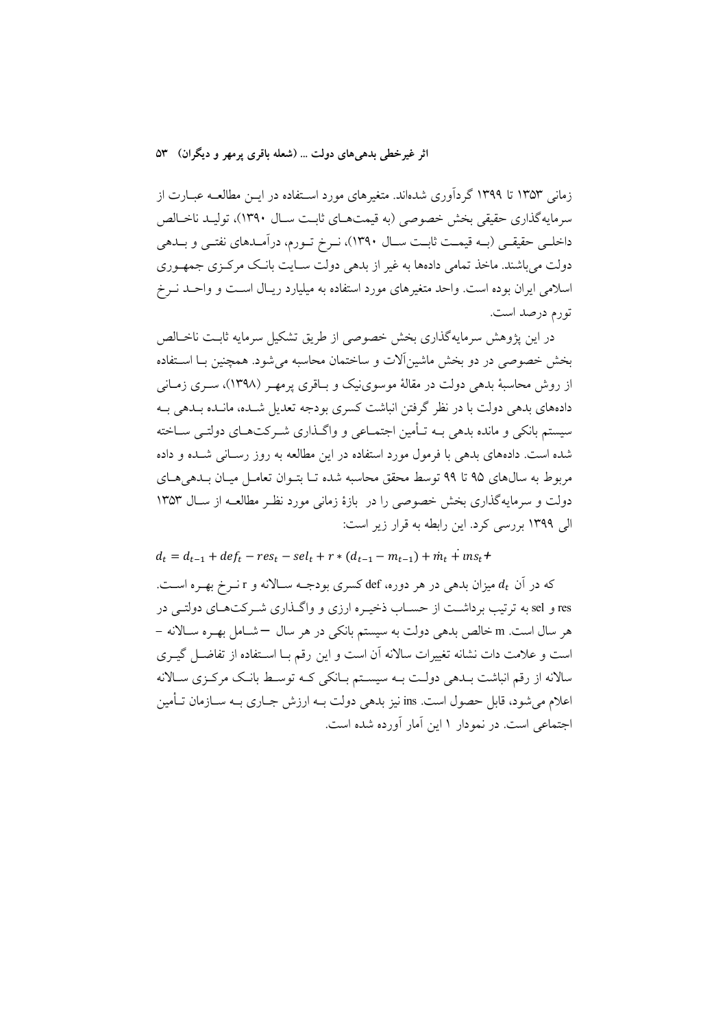زمانی ۱۳۵۳ تا ۱۳۹۹ گردآوری شده‌اند. متغیرهای مورد استفاده در این مطالعه عبارت از سرمایه‌گذاری حقیقی بخش خصوصی (به قیمت‌های ثابت سال ۱۳۹۰)، تولید ناخالص داخلی حقیقی (به قیمت ثابت سال ۱۳۹۰)، نرخ تورم، درآمدهای نفتی و بدهی دولت می‌باشند. ماخذ تمامی داده‌ها به غیر از بدهی دولت سایت بانک مرکزی جمهوری اسلامی ایران بوده است. واحد متغیرهای مورد استفاده به میلیارد ریال است و واحد نرخ تورم درصد است.

در این پژوهش سرمایه‌گذاری بخش خصوصی از طریق تشکیل سرمایه ثابت ناخالص بخش خصوصی در دو بخش ماشین‌آلات و ساختمان محاسبه می‌شود. همچنین با استفاده از روش محاسبهٔ بدهی دولت در مقالهٔ موسوی‌نیک و باقری پرمهر (۱۳۹۸)، سری زمانی داده‌های بدهی دولت با در نظر گرفتن انباشت کسری بودجه تعدیل شده، مانده بدهی به سیستم بانکی و مانده بدهی به تأمین اجتماعی و واگذاری شرکت‌های دولتی ساخته شده است. داده‌های بدهی با فرمول مورد استفاده در این مطالعه به روز رسانی شده و داده مربوط به سال‌های ۹۵ تا ۹۹ توسط محقق محاسبه شده تا بتوان تعامل میان بدهی‌های دولت و سرمایه‌گذاری بخش خصوصی را در بازهٔ زمانی مورد نظر مطالعه از سال ۱۳۵۳ الی ۱۳۹۹ بررسی کرد. این رابطه به قرار زیر است:

$$d_t = d_{t-1} + def_t - res_t - sel_t + r * (d_{t-1} - m_{t-1}) + \dot{m}_t + \dot{ins}_t +$$

که در آن $d_t$ میزان بدهی در هر دوره، def کسری بودجه سالانه و r نرخ بهره است. res و sel به ترتیب برداشت از حساب ذخیره ارزی و واگذاری شرکت‌های دولتی در هر سال است. m خالص بدهی دولت به سیستم بانکی در هر سال — شامل بهره سالانه – است و علامت دات نشانه تغییرات سالانه آن است و این رقم با استفاده از تفاضل گیری سالانه از رقم انباشت بدهی دولت به سیستم بانکی که توسط بانک مرکزی سالانه اعلام می‌شود، قابل حصول است. ins نیز بدهی دولت به ارزش جاری به سازمان تأمین اجتماعی است. در نمودار ۱ این آمار آورده شده است.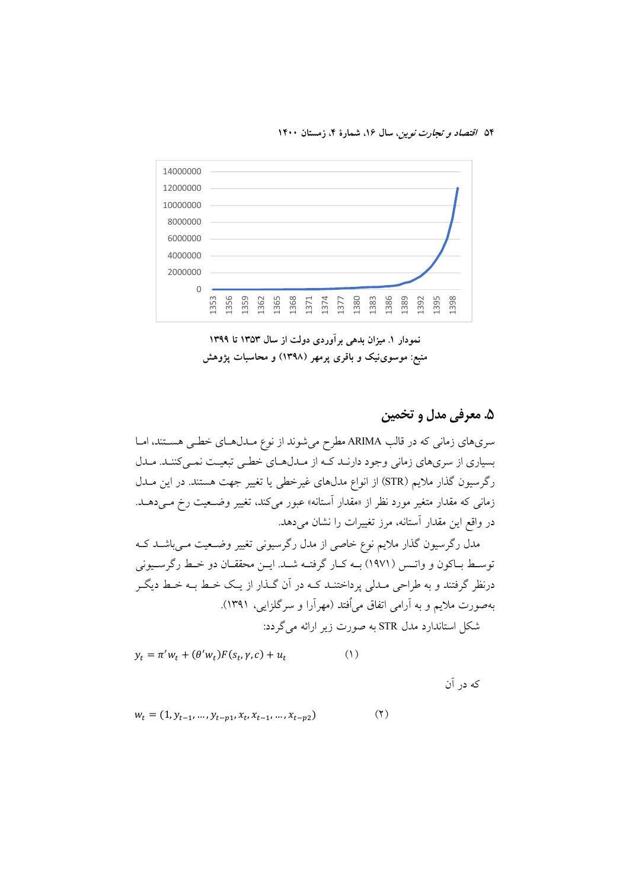نمودار ۱. میزان بدهی برآوردی دولت از سال ۱۳۵۳ تا ۱۳۹۹

منبع: موسوی‌نیک و باقری پرمهر (۱۳۹۸) و محاسبات پژوهش

## ۵. معرفی مدل و تخمین

سری‌های زمانی که در قالب ARIMA مطرح می‌شوند از نوع مدل‌های خطی هستند، اما بسیاری از سری‌های زمانی وجود دارند که از مدل‌های خطی تبعیت نمی‌کنند. مدل رگرسیون گذار ملایم (STR) از انواع مدل‌های غیرخطی یا تغییر جهت هستند. در این مدل زمانی که مقدار متغیر مورد نظر از «مقدار آستانه» عبور می‌کند، تغییر وضعیت رخ می‌دهد. در واقع این مقدار آستانه، مرز تغییرات را نشان می‌دهد.

مدل رگرسیون گذار ملایم نوع خاصی از مدل رگرسیونی تغییر وضعیت می‌باشد که توسط باکون و واتس (۱۹۷۱) به کار گرفته شد. این محققان دو خط رگرسیونی درنظر گرفتند و به طراحی مدلی پرداختند که در آن گذار از یک خط به خط دیگر به‌صورت ملایم و به آرامی اتفاق می‌اُفتد (مهرآرا و سرگلزایی، ۱۳۹۱).

شکل استاندارد مدل STR به صورت زیر ارائه می‌گردد:

$$y_t = \pi' w_t + (\theta' w_t) F(s_t, \gamma, c) + u_t \qquad (۱)$$

که در آن

$$w_t = (1, y_{t-1}, \dots, y_{t-p1}, x_t, x_{t-1}, \dots, x_{t-p2}) \qquad (۲)$$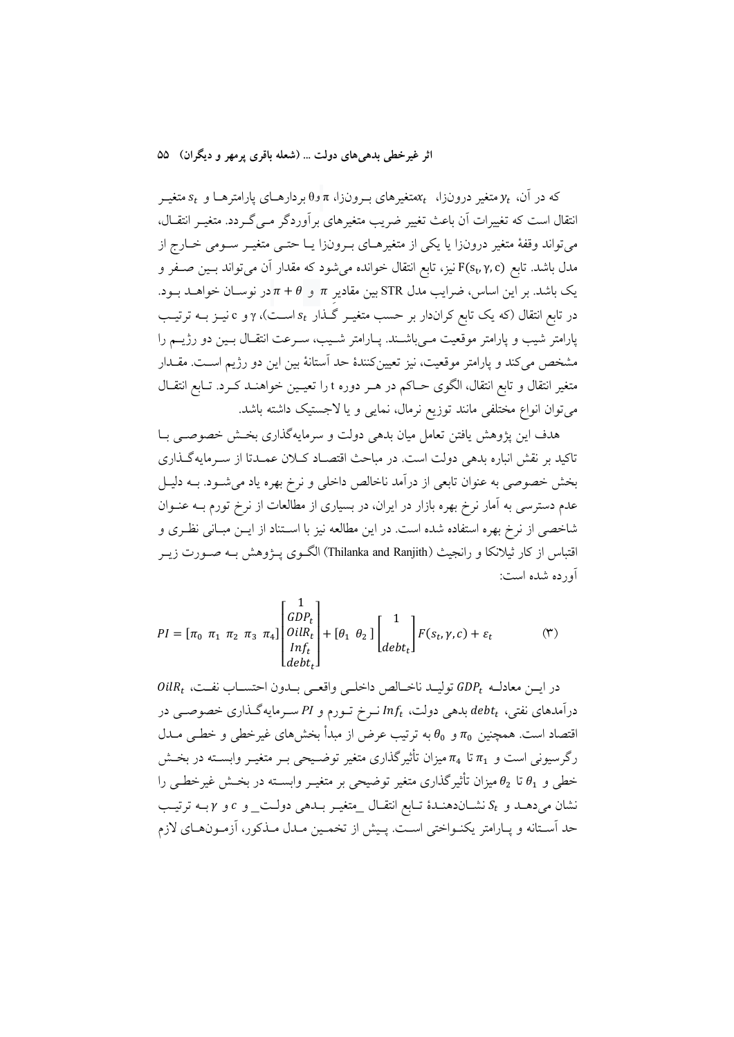که در آن، $y_t$ متغیر درونزا، $x_t$متغیرهای برونزا، $\pi$ و$\theta$ بردارهای پارامترها و $s_t$ متغیر انتقال است که تغییرات آن باعث تغییر ضریب متغیرهای برآوردگر می‌گردد. متغیر انتقال، می‌تواند وقفهٔ متغیر درونزا یا یکی از متغیرهای برونزا یا حتی متغیر سومی خارج از مدل باشد. تابع $F(s_t, \gamma, c)$ نیز، تابع انتقال خوانده می‌شود که مقدار آن می‌تواند بین صفر و یک باشد. بر این اساس، ضرایب مدل STR بین مقادیر $\pi$ و $\pi + \theta$ در نوسان خواهد بود. در تابع انتقال (که یک تابع کراندار بر حسب متغیر گذار $s_t$ است)، $\gamma$ و c نیز به ترتیب پارامتر شیب و پارامتر موقعیت می‌باشند. پارامتر شیب، سرعت انتقال بین دو رژیم را مشخص می‌کند و پارامتر موقعیت، نیز تعیین‌کنندهٔ حد آستانهٔ بین این دو رژیم است. مقدار متغیر انتقال و تابع انتقال، الگوی حاکم در هر دوره t را تعیین خواهند کرد. تابع انتقال می‌توان انواع مختلفی مانند توزیع نرمال، نمایی و یا لاجستیک داشته باشد.

هدف این پژوهش یافتن تعامل میان بدهی دولت و سرمایه‌گذاری بخش خصوصی با تاکید بر نقش انباره بدهی دولت است. در مباحث اقتصاد کلان عمدتا از سرمایه‌گذاری بخش خصوصی به عنوان تابعی از درآمد ناخالص داخلی و نرخ بهره یاد می‌شود. به دلیل عدم دسترسی به آمار نرخ بهره بازار در ایران، در بسیاری از مطالعات از نرخ تورم به عنوان شاخصی از نرخ بهره استفاده شده است. در این مطالعه نیز با استناد از این مبانی نظری و اقتباس از کار ثیلانکا و رانجیث (Thilanka and Ranjith) الگوی پژوهش به صورت زیر آورده شده است:

$$PI = [\pi_0 \ \pi_1 \ \pi_2 \ \pi_3 \ \pi_4] \begin{bmatrix} 1 \\ GDP_t \\ OilR_t \\ Inf_t \\ debt_t \end{bmatrix} + [\theta_1 \ \theta_2] \begin{bmatrix} 1 \\ debt_t \end{bmatrix} F(s_t, \gamma, c) + \varepsilon_t \qquad (3)$$

در این معادله $GDP_t$ تولید ناخالص داخلی واقعی بدون احتساب نفت، $OilR_t$ درآمدهای نفتی، $debt_t$ بدهی دولت، $Inf_t$ نرخ تورم و $PI$ سرمایه‌گذاری خصوصی در اقتصاد است. همچنین $\pi_0$ و $\theta_0$ به ترتیب عرض از مبدأ بخش‌های غیرخطی و خطی مدل رگرسیونی است و $\pi_1$ تا $\pi_4$ میزان تأثیرگذاری متغیر توضیحی بر متغیر وابسته در بخش خطی و $\theta_1$ تا $\theta_2$ میزان تأثیرگذاری متغیر توضیحی بر متغیر وابسته در بخش غیرخطی را نشان می‌دهد و $S_t$ نشان‌دهندهٔ تابع انتقال _متغیر بدهی دولت_ و $c$ و $\gamma$ به ترتیب حد آستانه و پارامتر یکنواختی است. پیش از تخمین مدل مذکور، آزمون‌های لازم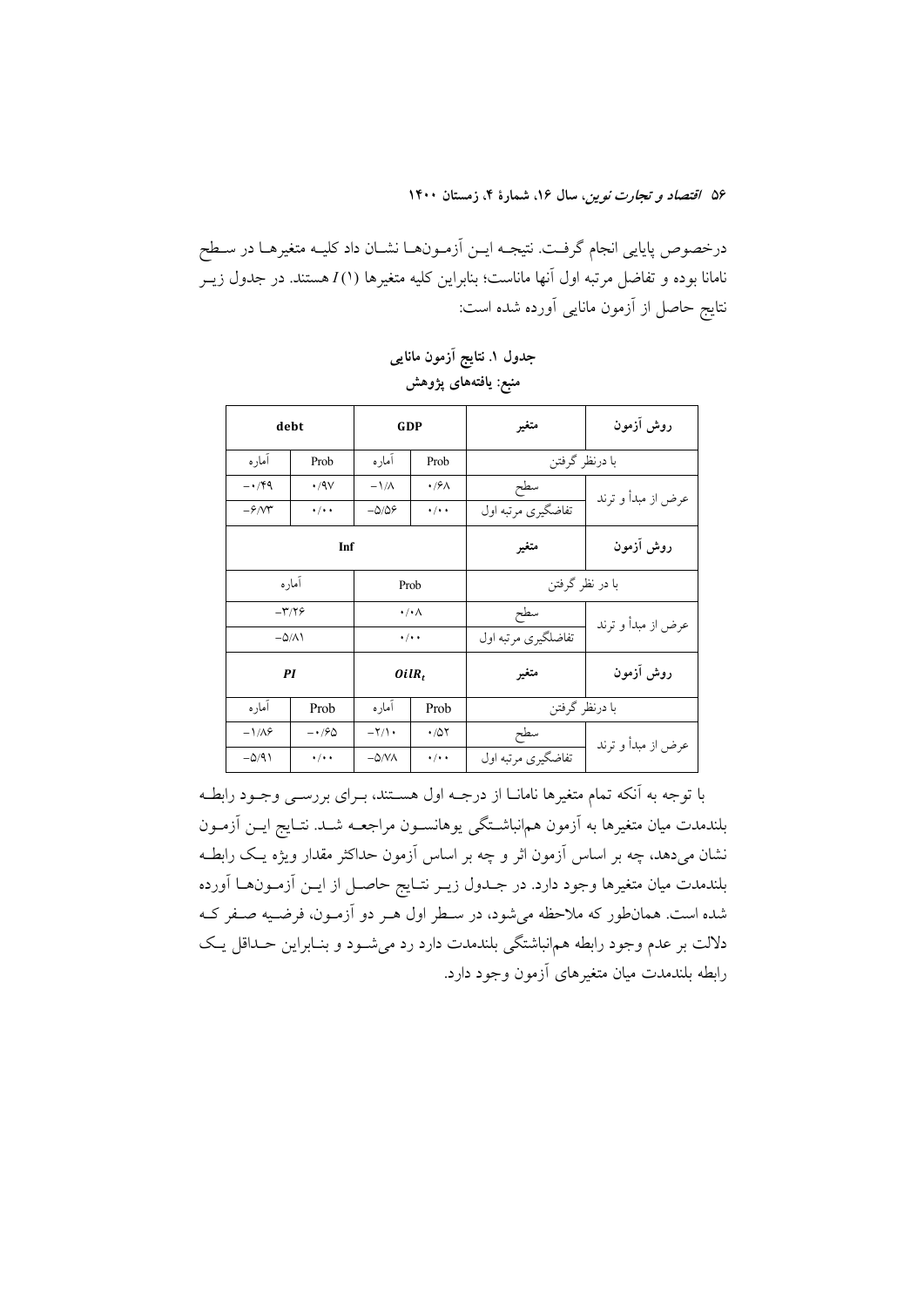درخصوص پایایی انجام گرفت. نتیجه این آزمون‌ها نشان داد کلیه متغیرها در سطح نامانا بوده و تفاضل مرتبه اول آنها ماناست؛ بنابراین کلیه متغیرها $I(1)$ هستند. در جدول زیر نتایج حاصل از آزمون مانایی آورده شده است:

**جدول ۱. نتایج آزمون مانایی**

**منبع: یافته‌های پژوهش**

| روش آزمون | متغیر | GDP | | debt | |
|---|---|---|---|---|---|
| | با درنظر گرفتن | Prob | آماره | Prob | آماره |
| عرض از مبدأ و ترند | سطح | ۰/۶۸ | −۱/۸ | ۰/۹۷ | −۰/۴۹ |
| | تفاضگیری مرتبه اول | ۰/۰۰ | −۵/۵۶ | ۰/۰۰ | −۶/۷۳ |
| **روش آزمون** | **متغیر** | **Inf** | | | |
| | با در نظر گرفتن | Prob | | آماره | |
| عرض از مبدأ و ترند | سطح | ۰/۰۸ | | −۳/۲۶ | |
| | تفاضلگیری مرتبه اول | ۰/۰۰ | | −۵/۸۱ | |
| **روش آزمون** | **متغیر** | **$OilR_t$** | | **PI** | |
| | با درنظر گرفتن | Prob | آماره | Prob | آماره |
| عرض از مبدأ و ترند | سطح | ۰/۵۲ | −۲/۱۰ | −۰/۶۵ | −۱/۸۶ |
| | تفاضگیری مرتبه اول | ۰/۰۰ | −۵/۷۸ | ۰/۰۰ | −۵/۹۱ |

با توجه به آنکه تمام متغیرها نامانا از درجه اول هستند، برای بررسی وجود رابطه بلندمدت میان متغیرها به آزمون هم‌انباشتگی یوهانسون مراجعه شد. نتایج این آزمون نشان می‌دهد، چه بر اساس آزمون اثر و چه بر اساس آزمون حداکثر مقدار ویژه یک رابطه بلندمدت میان متغیرها وجود دارد. در جدول زیر نتایج حاصل از این آزمون‌ها آورده شده است. همان‌طور که ملاحظه می‌شود، در سطر اول هر دو آزمون، فرضیه صفر که دلالت بر عدم وجود رابطه هم‌انباشتگی بلندمدت دارد رد می‌شود و بنابراین حداقل یک رابطه بلندمدت میان متغیرهای آزمون وجود دارد.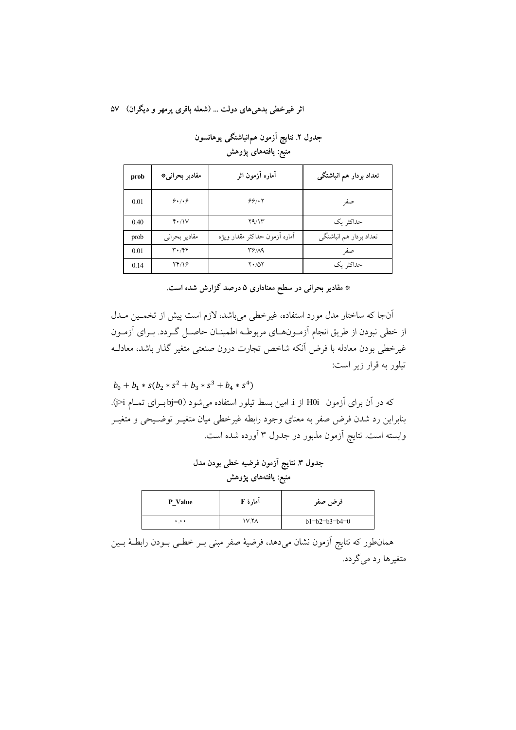**جدول ۲. نتایج آزمون هم‌انباشتگی یوهانسون**

**منبع: یافته‌های پژوهش**

| تعداد بردار هم انباشتگی | آماره آزمون اثر | مقادیر بحرانی* | prob |
| --- | --- | --- | --- |
| صفر | ۶۶/۰۲ | ۶۰/۰۶ | 0.01 |
| حداکثر یک | ۲۹/۱۳ | ۴۰/۱۷ | 0.40 |
| تعداد بردار هم انباشتگی | آماره آزمون حداکثر مقدار ویژه | مقادیر بحرانی | prob |
| صفر | ۳۶/۸۹ | ۳۰/۴۴ | 0.01 |
| حداکثر یک | ۲۰/۵۲ | ۲۴/۱۶ | 0.14 |

**\* مقادیر بحرانی در سطح معناداری ۵ درصد گزارش شده است.**

آن‌جا که ساختار مدل مورد استفاده، غیرخطی می‌باشد، لازم است پیش از تخمین مدل از خطی نبودن از طریق انجام آزمون‌های مربوطه اطمینان حاصل گردد. برای آزمون غیرخطی بودن معادله با فرض آنکه شاخص تجارت درون صنعتی متغیر گذار باشد، معادله تیلور به قرار زیر است:

$b_0 + b_1 * s(b_2 * s^2 + b_3 * s^3 + b_4 * s^4)$

که در آن برای آزمون H0i از i امین بسط تیلور استفاده می‌شود (bj=0 برای تمام j>i). بنابراین رد شدن فرض صفر به معنای وجود رابطه غیرخطی میان متغیر توضیحی و متغیر وابسته است. نتایج آزمون مذبور در جدول ۳ آورده شده است.

**جدول ۳. نتایج آزمون فرضیه خطی بودن مدل**

**منبع: یافته‌های پژوهش**

| فرض صفر | آمارهٔ F | P_Value |
| --- | --- | --- |
| b1=b2=b3=b4=0 | ۱۷.۲۸ | ۰.۰۰ |

همان‌طور که نتایج آزمون نشان می‌دهد، فرضیهٔ صفر مبنی بر خطی بودن رابطهٔ بین متغیرها رد می‌گردد.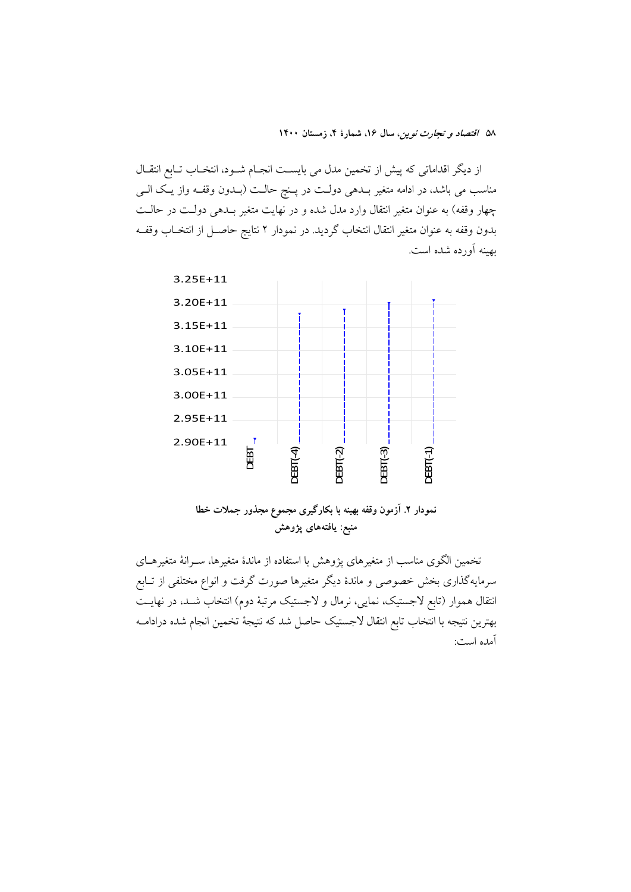از دیگر اقداماتی که پیش از تخمین مدل می بایست انجام شود، انتخاب تابع انتقال مناسب می باشد، در ادامه متغیر بدهی دولت در پنج حالت (بدون وقفه واز یک الی چهار وقفه) به عنوان متغیر انتقال وارد مدل شده و در نهایت متغیر بدهی دولت در حالت بدون وقفه به عنوان متغیر انتقال انتخاب گردید. در نمودار ۲ نتایج حاصل از انتخاب وقفه بهینه آورده شده است.

**نمودار ۲. آزمون وقفه بهینه با بکارگیری مجموع مجذور جملات خطا**

**منبع: یافته‌های پژوهش**

تخمین الگوی مناسب از متغیرهای پژوهش با استفاده از ماندۀ متغیرها، سرانۀ متغیرهای سرمایه‌گذاری بخش خصوصی و ماندۀ دیگر متغیرها صورت گرفت و انواع مختلفی از تابع انتقال هموار (تابع لاجستیک، نمایی، نرمال و لاجستیک مرتبۀ دوم) انتخاب شد، در نهایت بهترین نتیجه با انتخاب تابع انتقال لاجستیک حاصل شد که نتیجۀ تخمین انجام شده درادامه آمده است: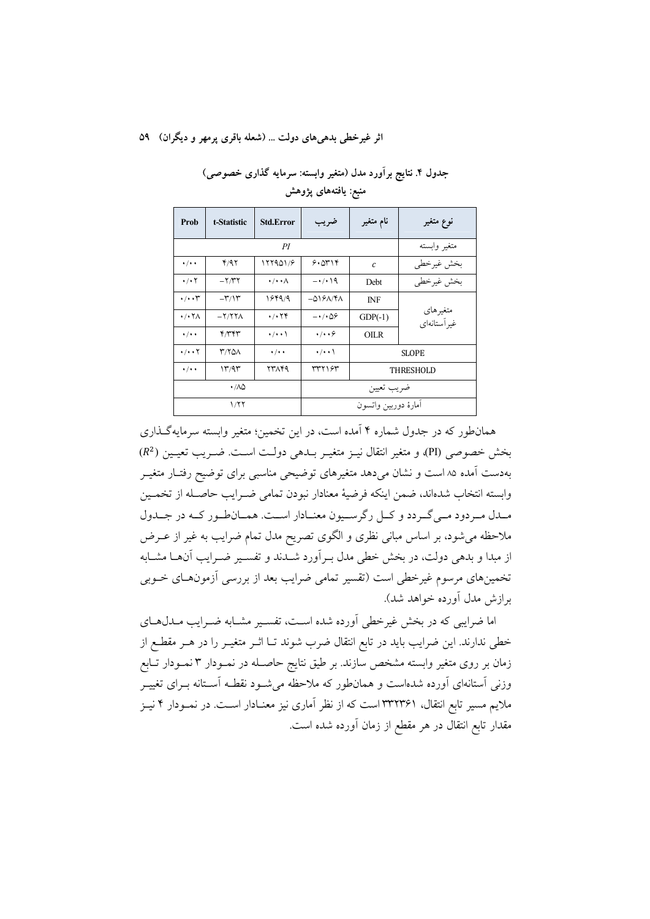**جدول ۴. نتایج برآورد مدل (متغیر وابسته: سرمایه گذاری خصوصی)**

**منبع: یافته‌های پژوهش**

| نوع متغیر | نام متغیر | ضریب | Std.Error | t-Statistic | Prob |
|---|---|---|---|---|---|
| متغیر وابسته | | | *PI* | | |
| بخش غیرخطی | *c* | ۶۰۵۳۱۴ | ۱۲۲۹۵۱/۶ | ۴/۹۲ | ۰/۰۰ |
| بخش غیرخطی | Debt | −۰/۰۱۹ | ۰/۰۰۸ | −۲/۳۲ | ۰/۰۲ |
| متغیرهای غیرآستانه‌ای | INF | −۵۱۶۸/۴۸ | ۱۶۴۹/۹ | −۳/۱۳ | ۰/۰۰۳ |
| | GDP(-1) | −۰/۰۵۶ | ۰/۰۲۴ | −۲/۲۲۸ | ۰/۰۲۸ |
| | OILR | ۰/۰۰۶ | ۰/۰۰۱ | ۴/۳۴۳ | ۰/۰۰ |
| SLOPE | | ۰/۰۰۱ | ۰/۰۰ | ۳/۲۵۸ | ۰/۰۰۲ |
| THRESHOLD | | ۳۳۲۱۶۳ | ۲۳۸۴۹ | ۱۳/۹۳ | ۰/۰۰ |
| ضریب تعیین | | | ۰/۸۵ | | |
| آمارهٔ دوربین واتسون | | | ۱/۲۲ | | |

همان‌طور که در جدول شماره ۴ آمده است، در این تخمین؛ متغیر وابسته سرمایه‌گذاری بخش خصوصی (PI)، و متغیر انتقال نیز متغیر بدهی دولت است. ضریب تعیین ($R^2$) به‌دست آمده ۸۵ است و نشان می‌دهد متغیرهای توضیحی مناسبی برای توضیح رفتار متغیر وابسته انتخاب شده‌اند، ضمن اینکه فرضیهٔ معنادار نبودن تمامی ضرایب حاصله از تخمین مدل مردود می‌گردد و کل رگرسیون معنادار است. همان‌طور که در جدول ملاحظه می‌شود، بر اساس مبانی نظری و الگوی تصریح مدل تمام ضرایب به غیر از عرض از مبدا و بدهی دولت، در بخش خطی مدل برآورد شدند و تفسیر ضرایب آن‌ها مشابه تخمین‌های مرسوم غیرخطی است (تفسیر تمامی ضرایب بعد از بررسی آزمون‌های خوبی برازش مدل آورده خواهد شد).

اما ضرایبی که در بخش غیرخطی آورده شده است، تفسیر مشابه ضرایب مدل‌های خطی ندارند. این ضرایب باید در تابع انتقال ضرب شوند تا اثر متغیر را در هر مقطع از زمان بر روی متغیر وابسته مشخص سازند. بر طبق نتایج حاصله در نمودار ۳ نمودار تابع وزنی آستانه‌ای آورده شده‌است و همان‌طور که ملاحظه می‌شود نقطه آستانه برای تغییر ملایم مسیر تابع انتقال، ۳۳۲۳۶۱ است که از نظر آماری نیز معنادار است. در نمودار ۴ نیز مقدار تابع انتقال در هر مقطع از زمان آورده شده است.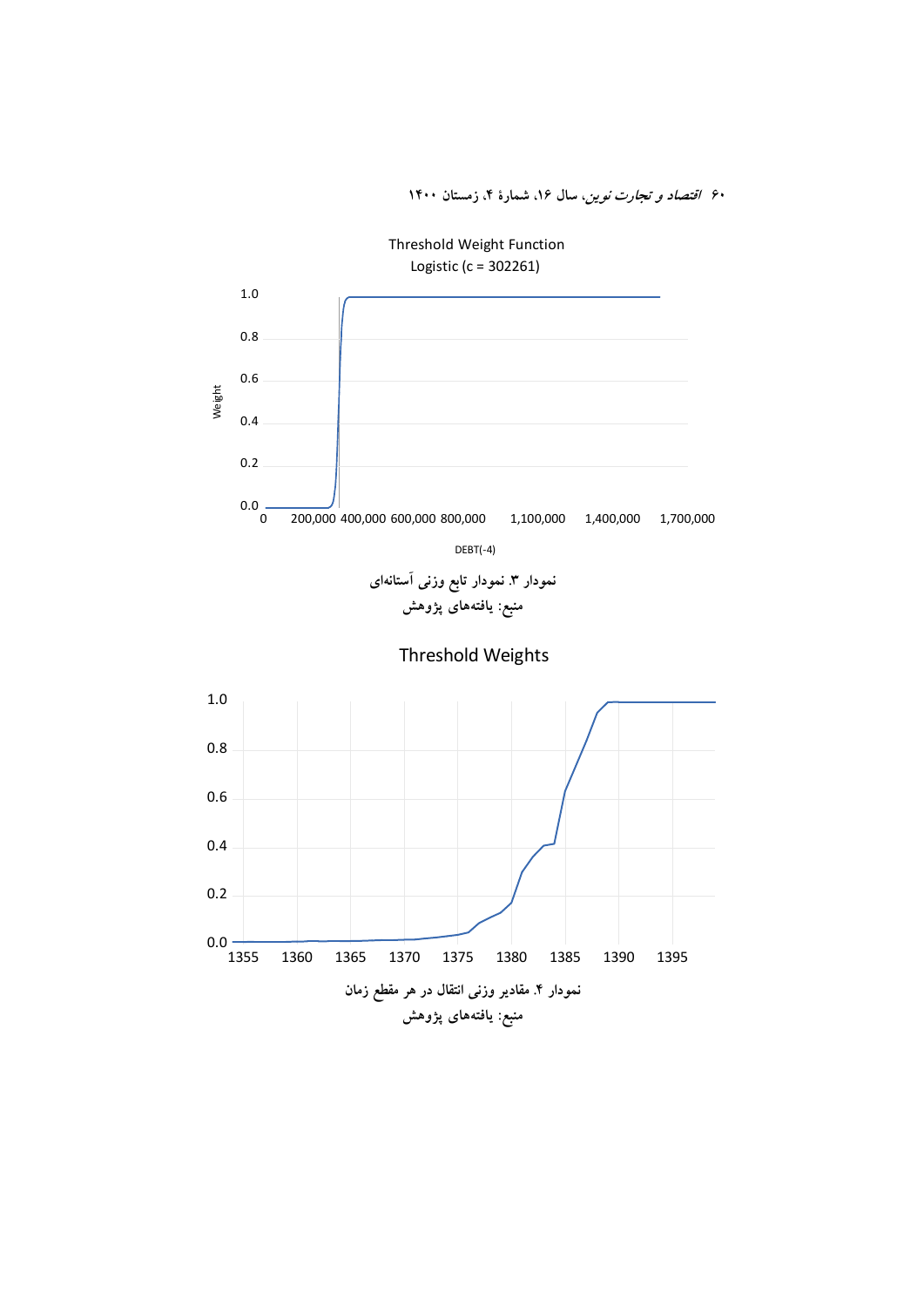Threshold Weight Function

Logistic (c = 302261)

نمودار ۳. نمودار تابع وزنی آستانه‌ای

منبع: یافته‌های پژوهش

Threshold Weights

نمودار ۴. مقادیر وزنی انتقال در هر مقطع زمان

منبع: یافته‌های پژوهش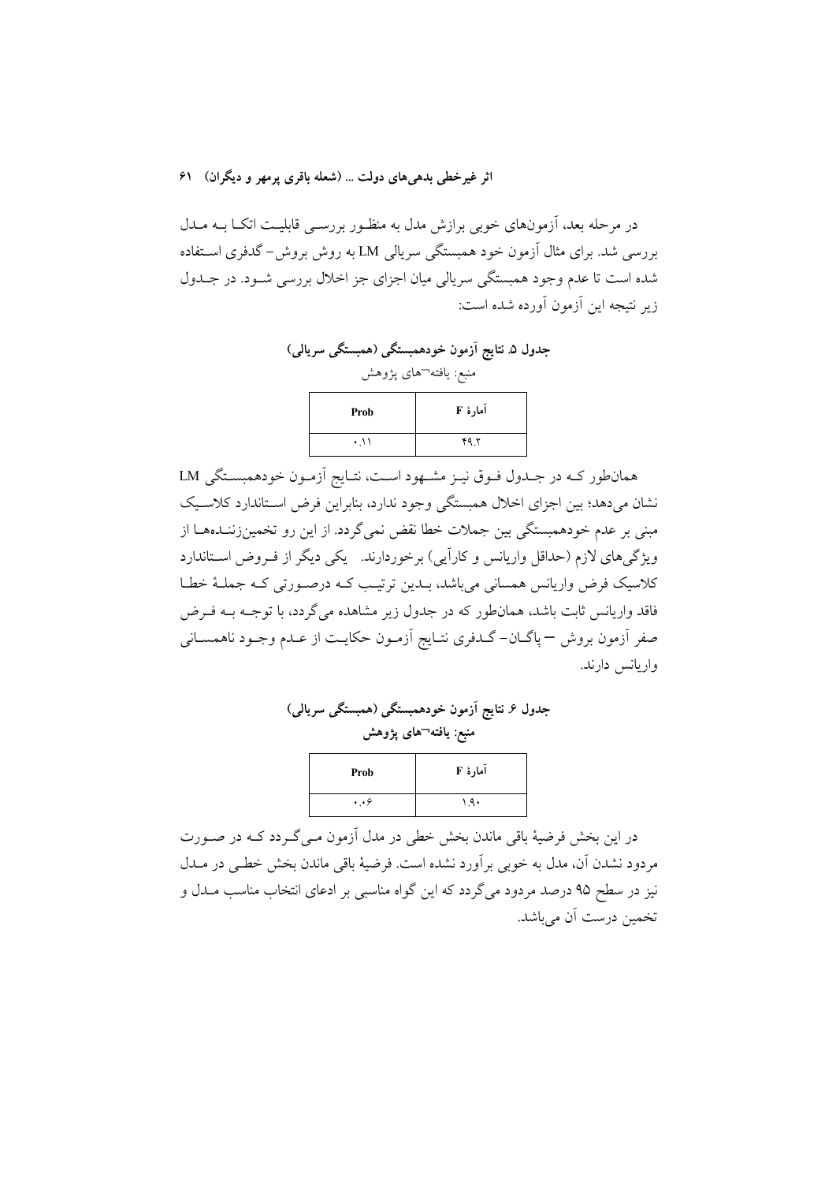در مرحله بعد، آزمون‌های خوبی برازش مدل به منظور بررسی قابلیت اتکا به مدل بررسی شد. برای مثال آزمون خود همبستگی سریالی LM به روش بروش- گدفری استفاده شده است تا عدم وجود همبستگی سریالی میان اجزای جز اخلال بررسی شود. در جدول زیر نتیجه این آزمون آورده شده است:

**جدول ۵. نتایج آزمون خودهمبستگی (همبستگی سریالی)**

منبع: یافته‌های پژوهش

| Prob | آمارهٔ F |
|---|---|
| ۰.۱۱ | ۴۹.۲ |

همان‌طور که در جدول فوق نیز مشهود است، نتایج آزمون خودهمبستگی LM نشان می‌دهد؛ بین اجزای اخلال همبستگی وجود ندارد، بنابراین فرض استاندارد کلاسیک مبنی بر عدم خودهمبستگی بین جملات خطا نقض نمی‌گردد. از این رو تخمین‌زننده‌ها از ویژگی‌های لازم (حداقل واریانس و کارآیی) برخوردارند. یکی دیگر از فروض استاندارد کلاسیک فرض واریانس همسانی می‌باشد، بدین ترتیب که درصورتی که جملهٔ خطا فاقد واریانس ثابت باشد، همان‌طور که در جدول زیر مشاهده می‌گردد، با توجه به فرض صفر آزمون بروش – پاگان- گدفری نتایج آزمون حکایت از عدم وجود ناهمسانی واریانس دارند.

**جدول ۶. نتایج آزمون خودهمبستگی (همبستگی سریالی)**

**منبع: یافته‌های پژوهش**

| Prob | آمارهٔ F |
|---|---|
| ۰.۰۶ | ۱.۹۰ |

در این بخش فرضیهٔ باقی ماندن بخش خطی در مدل آزمون می‌گردد که در صورت مردود نشدن آن، مدل به خوبی برآورد نشده است. فرضیهٔ باقی ماندن بخش خطی در مدل نیز در سطح ۹۵ درصد مردود می‌گردد که این گواه مناسبی بر ادعای انتخاب مناسب مدل و تخمین درست آن می‌باشد.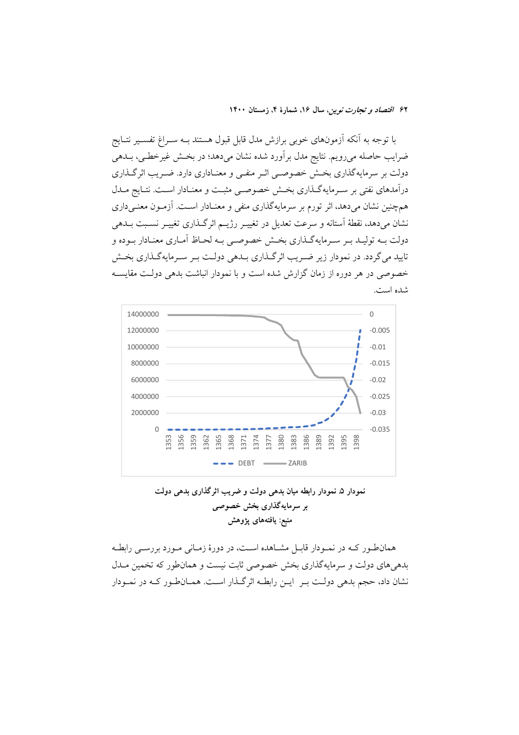با توجه به آنکه آزمون‌های خوبی برازش مدل قابل قبول هستند بـه سـراغ تفسـیر نتـایج ضرایب حاصله می‌رویم. نتایج مدل برآورد شده نشان می‌دهد؛ در بخـش غیرخطـی، بـدهی دولت بر سرمایه‌گذاری بخـش خصوصـی اثـر منفـی و معنـاداری دارد. ضـریب اثرگـذاری درآمدهای نفتی بر سـرمایه‌گـذاری بخـش خصوصـی مثبـت و معنـادار اسـت. نتـایج مـدل همچنین نشان می‌دهد، اثر تورم بر سرمایه‌گذاری منفی و معنـادار اسـت. آزمـون معنـی‌داری نشان می‌دهد، نقطهٔ آستانه و سرعت تعدیل در تغییـر رژیـم اثرگـذاری تغییـر نسـبت بـدهی دولت بـه تولیـد بـر سـرمایه‌گـذاری بخـش خصوصـی بـه لحـاظ آمـاری معنـادار بـوده و تایید می‌گردد. در نمودار زیر ضـریب اثرگـذاری بـدهی دولـت بـر سـرمایه‌گـذاری بخـش خصوصی در هر دوره از زمان گزارش شده است و با نمودار انباشت بدهی دولـت مقایسـه شده است.

**نمودار ۵. نمودار رابطه میان بدهی دولت و ضریب اثرگذاری بدهی دولت بر سرمایه‌گذاری بخش خصوصی**

**منبع: یافته‌های پژوهش**

همان‌طـور کـه در نمـودار قابـل مشـاهده اسـت، در دورهٔ زمـانی مـورد بررسـی رابطـه بدهی‌های دولت و سرمایه‌گذاری بخش خصوصی ثابت نیست و همان‌طور که تخمین مـدل نشان داد، حجم بدهی دولـت بـر ایـن رابطـه اثرگـذار اسـت. همـان‌طـور کـه در نمـودار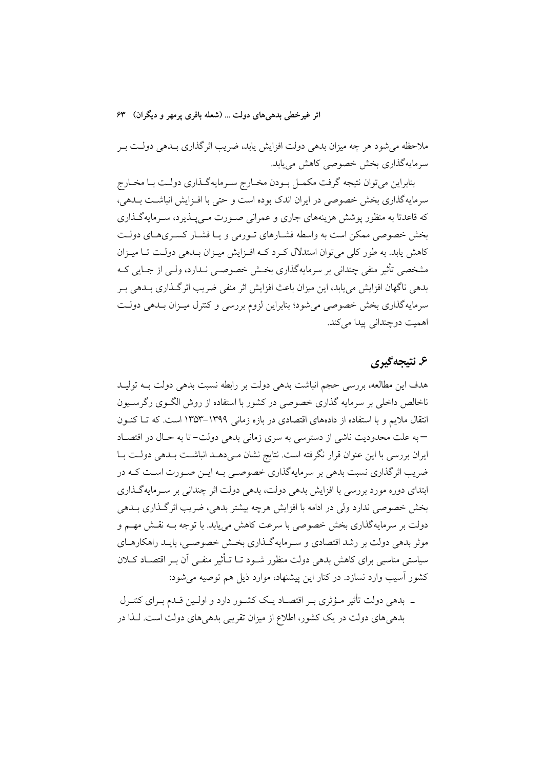ملاحظه می‌شود هر چه میزان بدهی دولت افزایش یابد، ضریب اثرگذاری بدهی دولت بر سرمایه‌گذاری بخش خصوصی کاهش می‌یابد.

بنابراین می‌توان نتیجه گرفت مکمل بودن مخارج سرمایه‌گذاری دولت با مخارج سرمایه‌گذاری بخش خصوصی در ایران اندک بوده است و حتی با افزایش انباشت بدهی، که قاعدتا به منظور پوشش هزینه‌های جاری و عمرانی صورت می‌پذیرد، سرمایه‌گذاری بخش خصوصی ممکن است به واسطه فشارهای تورمی و یا فشار کسری‌های دولت کاهش یابد. به طور کلی می‌توان استدلال کرد که افزایش میزان بدهی دولت تا میزان مشخصی تأثیر منفی چندانی بر سرمایه‌گذاری بخش خصوصی ندارد، ولی از جایی که بدهی ناگهان افزایش می‌یابد، این میزان باعث افزایش اثر منفی ضریب اثرگذاری بدهی بر سرمایه‌گذاری بخش خصوصی می‌شود؛ بنابراین لزوم بررسی و کنترل میزان بدهی دولت اهمیت دوچندانی پیدا می‌کند.

## ۶. نتیجه‌گیری

هدف این مطالعه، بررسی حجم انباشت بدهی دولت بر رابطه نسبت بدهی دولت به تولید ناخالص داخلی بر سرمایه گذاری خصوصی در کشور با استفاده از روش الگوی رگرسیون انتقال ملایم و با استفاده از داده‌های اقتصادی در بازه زمانی ۱۳۹۹-۱۳۵۳ است. که تا کنون —به علت محدودیت ناشی از دسترسی به سری زمانی بدهی دولت- تا به حال در اقتصاد ایران بررسی با این عنوان قرار نگرفته است. نتایج نشان می‌دهد انباشت بدهی دولت با ضریب اثرگذاری نسبت بدهی بر سرمایه‌گذاری خصوصی به این صورت است که در ابتدای دوره مورد بررسی با افزایش بدهی دولت، بدهی دولت اثر چندانی بر سرمایه‌گذاری بخش خصوصی ندارد ولی در ادامه با افزایش هرچه بیشتر بدهی، ضریب اثرگذاری بدهی دولت بر سرمایه‌گذاری بخش خصوصی با سرعت کاهش می‌یابد. با توجه به نقش مهم و موثر بدهی دولت بر رشد اقتصادی و سرمایه‌گذاری بخش خصوصی، باید راهکارهای سیاستی مناسبی برای کاهش بدهی دولت منظور شود تا تأثیر منفی آن بر اقتصاد کلان کشور آسیب وارد نسازد. در کنار این پیشنهاد، موارد ذیل هم توصیه می‌شود:

- بدهی دولت تأثیر مؤثری بر اقتصاد یک کشور دارد و اولین قدم برای کنترل بدهی‌های دولت در یک کشور، اطلاع از میزان تقریبی بدهی‌های دولت است. لذا در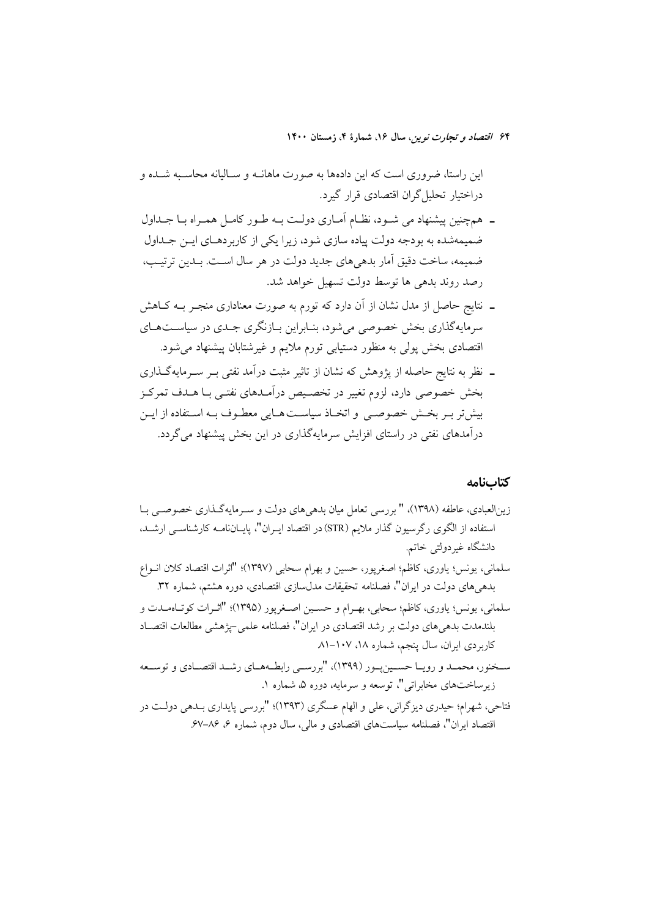این راستا، ضروری است که این داده‌ها به صورت ماهانه و سالیانه محاسبه شده و دراختیار تحلیل‌گران اقتصادی قرار گیرد.

- همچنین پیشنهاد می شود، نظام آماری دولت به طور کامل همراه با جداول ضمیمه‌شده به بودجه دولت پیاده سازی شود، زیرا یکی از کاربردهای این جداول ضمیمه، ساخت دقیق آمار بدهی‌های جدید دولت در هر سال است. بدین ترتیب، رصد روند بدهی ها توسط دولت تسهیل خواهد شد.
- نتایج حاصل از مدل نشان از آن دارد که تورم به صورت معناداری منجر به کاهش سرمایه‌گذاری بخش خصوصی می‌شود، بنابراین بازنگری جدی در سیاست‌های اقتصادی بخش پولی به منظور دستیابی تورم ملایم و غیرشتابان پیشنهاد می‌شود.
- نظر به نتایج حاصله از پژوهش که نشان از تاثیر مثبت درآمد نفتی بر سرمایه‌گذاری بخش خصوصی دارد، لزوم تغییر در تخصیص درآمدهای نفتی با هدف تمرکز بیش‌تر بر بخش خصوصی و اتخاذ سیاست‌هایی معطوف به استفاده از این درآمدهای نفتی در راستای افزایش سرمایه‌گذاری در این بخش پیشنهاد می‌گردد.

## کتاب‌نامه

زین‌العبادی، عاطفه (۱۳۹۸)، " بررسی تعامل میان بدهی‌های دولت و سرمایه‌گذاری خصوصی با استفاده از الگوی رگرسیون گذار ملایم (STR) در اقتصاد ایران"، پایان‌نامه کارشناسی ارشد، دانشگاه غیردولتی خاتم.

سلمانی، یونس؛ یاوری، کاظم؛ اصغرپور، حسین و بهرام سحابی (۱۳۹۷)؛ "اثرات اقتصاد کلان انواع بدهی‌های دولت در ایران"، فصلنامه تحقیقات مدل‌سازی اقتصادی، دوره هشتم، شماره ۳۲.

سلمانی، یونس؛ یاوری، کاظم؛ سحابی، بهرام و حسین اصغرپور (۱۳۹۵)؛ "اثرات کوتاه‌مدت و بلندمدت بدهی‌های دولت بر رشد اقتصادی در ایران"، فصلنامه علمی-پژهشی مطالعات اقتصاد کاربردی ایران، سال پنجم، شماره ۱۸، ۱۰۷-۸۱.

سخنور، محمد و رویا حسین‌پور (۱۳۹۹)، "بررسی رابطه‌های رشد اقتصادی و توسعه زیرساخت‌های مخابراتی"، توسعه و سرمایه، دوره ۵، شماره ۱.

فتاحی، شهرام؛ حیدری دیزگرانی، علی و الهام عسگری (۱۳۹۳)؛ "بررسی پایداری بدهی دولت در اقتصاد ایران"، فصلنامه سیاست‌های اقتصادی و مالی، سال دوم، شماره ۶، ۸۶-۶۷.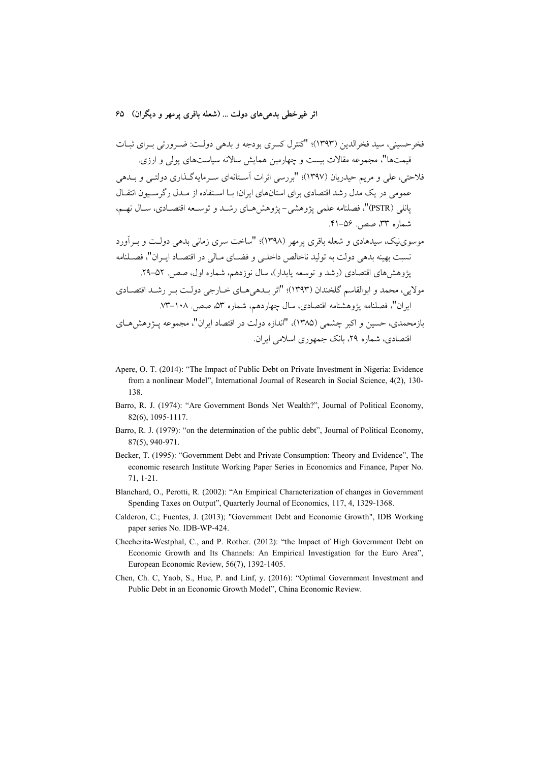فخرحسینی، سید فخرالدین (۱۳۹۳)؛ "کنترل کسری بودجه و بدهی دولت: ضرورتی برای ثبات قیمت‌ها"، مجموعه مقالات بیست و چهارمین همایش سالانه سیاست‌های پولی و ارزی.

فلاحتی، علی و مریم حیدریان (۱۳۹۷)؛ "بررسی اثرات آستانه‌ای سرمایه‌گذاری دولتی و بدهی عمومی در یک مدل رشد اقتصادی برای استان‌های ایران؛ با استفاده از مدل رگرسیون انتقال پانلی (PSTR)"، فصلنامه علمی پژوهشی- پژوهش‌های رشد و توسعه اقتصادی، سال نهم، شماره ۳۳، صص. ۵۶-۴۱.

موسوی‌نیک، سیدهادی و شعله باقری پرمهر (۱۳۹۸)؛ "ساخت سری زمانی بدهی دولت و برآورد نسبت بهینه بدهی دولت به تولید ناخالص داخلی و فضای مالی در اقتصاد ایران"، فصلنامه پژوهش‌های اقتصادی (رشد و توسعه پایدار)، سال نوزدهم، شماره اول، صص. ۵۲-۲۹.

مولایی، محمد و ابوالقاسم گلخندان (۱۳۹۳)؛ "اثر بدهی‌های خارجی دولت بر رشد اقتصادی ایران"، فصلنامه پژوهشنامه اقتصادی، سال چهاردهم، شماره ۵۳، صص. ۱۰۸-۷۳.

بازمحمدی، حسین و اکبر چشمی (۱۳۸۵)، "اندازه دولت در اقتصاد ایران"، مجموعه پژوهش‌های اقتصادی، شماره ۲۹، بانک جمهوری اسلامی ایران.

- Apere, O. T. (2014): "The Impact of Public Debt on Private Investment in Nigeria: Evidence from a nonlinear Model", International Journal of Research in Social Science, 4(2), 130-138.
- Barro, R. J. (1974): "Are Government Bonds Net Wealth?", Journal of Political Economy, 82(6), 1095-1117.
- Barro, R. J. (1979): "on the determination of the public debt", Journal of Political Economy, 87(5), 940-971.
- Becker, T. (1995): "Government Debt and Private Consumption: Theory and Evidence", The economic research Institute Working Paper Series in Economics and Finance, Paper No. 71, 1-21.
- Blanchard, O., Perotti, R. (2002): "An Empirical Characterization of changes in Government Spending Taxes on Output", Quarterly Journal of Economics, 117, 4, 1329-1368.
- Calderon, C.; Fuentes, J. (2013); "Government Debt and Economic Growth", IDB Working paper series No. IDB-WP-424.
- Checherita-Westphal, C., and P. Rother. (2012): "the Impact of High Government Debt on Economic Growth and Its Channels: An Empirical Investigation for the Euro Area", European Economic Review, 56(7), 1392-1405.
- Chen, Ch. C, Yaob, S., Hue, P. and Linf, y. (2016): "Optimal Government Investment and Public Debt in an Economic Growth Model", China Economic Review.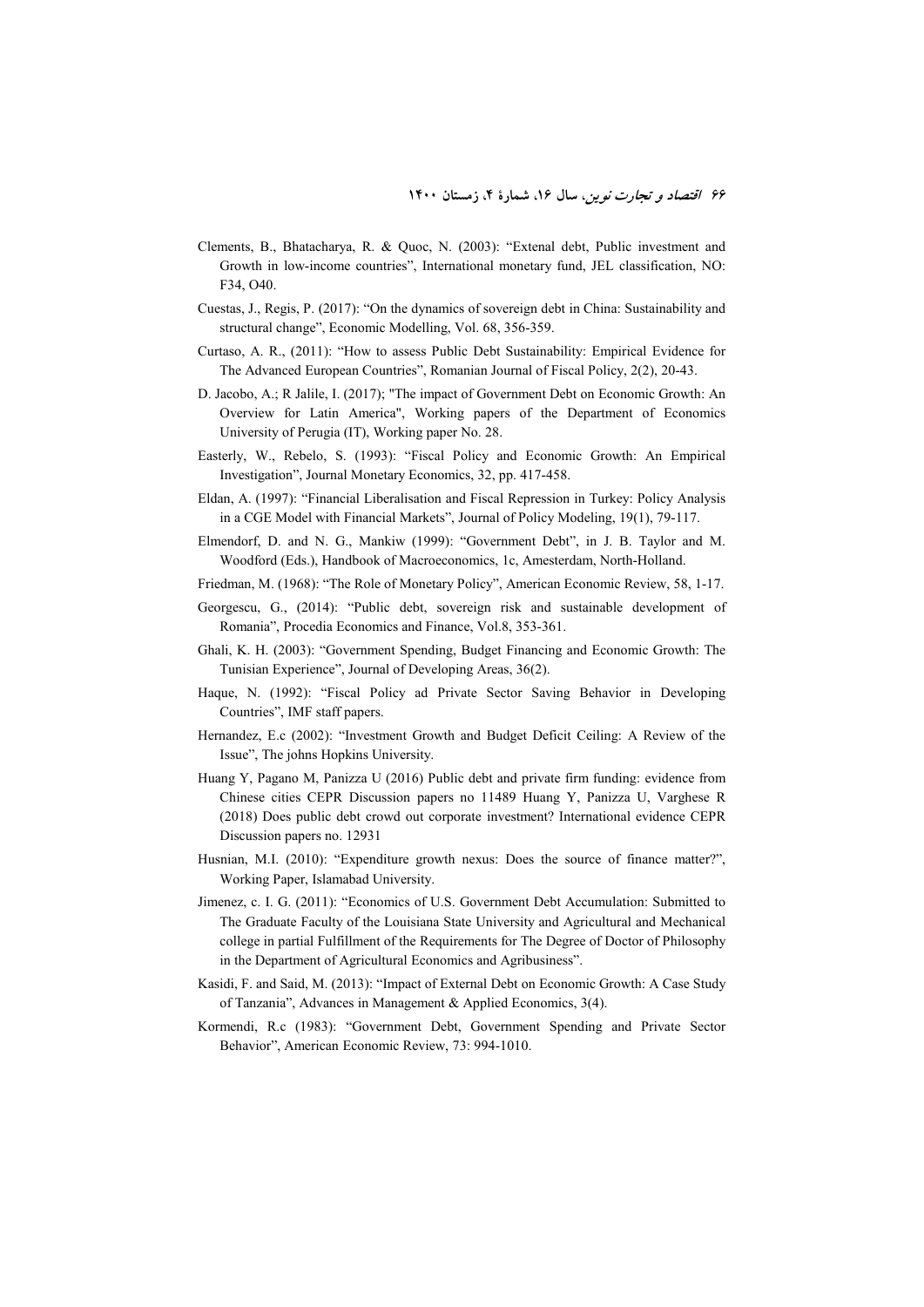Clements, B., Bhatacharya, R. & Quoc, N. (2003): "Extenal debt, Public investment and Growth in low-income countries", International monetary fund, JEL classification, NO: F34, O40.

Cuestas, J., Regis, P. (2017): "On the dynamics of sovereign debt in China: Sustainability and structural change", Economic Modelling, Vol. 68, 356-359.

Curtaso, A. R., (2011): "How to assess Public Debt Sustainability: Empirical Evidence for The Advanced European Countries", Romanian Journal of Fiscal Policy, 2(2), 20-43.

D. Jacobo, A.; R Jalile, I. (2017); "The impact of Government Debt on Economic Growth: An Overview for Latin America", Working papers of the Department of Economics University of Perugia (IT), Working paper No. 28.

Easterly, W., Rebelo, S. (1993): "Fiscal Policy and Economic Growth: An Empirical Investigation", Journal Monetary Economics, 32, pp. 417-458.

Eldan, A. (1997): "Financial Liberalisation and Fiscal Repression in Turkey: Policy Analysis in a CGE Model with Financial Markets", Journal of Policy Modeling, 19(1), 79-117.

Elmendorf, D. and N. G., Mankiw (1999): "Government Debt", in J. B. Taylor and M. Woodford (Eds.), Handbook of Macroeconomics, 1c, Amesterdam, North-Holland.

Friedman, M. (1968): "The Role of Monetary Policy", American Economic Review, 58, 1-17.

Georgescu, G., (2014): "Public debt, sovereign risk and sustainable development of Romania", Procedia Economics and Finance, Vol.8, 353-361.

Ghali, K. H. (2003): "Government Spending, Budget Financing and Economic Growth: The Tunisian Experience", Journal of Developing Areas, 36(2).

Haque, N. (1992): "Fiscal Policy ad Private Sector Saving Behavior in Developing Countries", IMF staff papers.

Hernandez, E.c (2002): "Investment Growth and Budget Deficit Ceiling: A Review of the Issue", The johns Hopkins University.

Huang Y, Pagano M, Panizza U (2016) Public debt and private firm funding: evidence from Chinese cities CEPR Discussion papers no 11489 Huang Y, Panizza U, Varghese R (2018) Does public debt crowd out corporate investment? International evidence CEPR Discussion papers no. 12931

Husnian, M.I. (2010): "Expenditure growth nexus: Does the source of finance matter?", Working Paper, Islamabad University.

Jimenez, c. I. G. (2011): "Economics of U.S. Government Debt Accumulation: Submitted to The Graduate Faculty of the Louisiana State University and Agricultural and Mechanical college in partial Fulfillment of the Requirements for The Degree of Doctor of Philosophy in the Department of Agricultural Economics and Agribusiness".

Kasidi, F. and Said, M. (2013): "Impact of External Debt on Economic Growth: A Case Study of Tanzania", Advances in Management & Applied Economics, 3(4).

Kormendi, R.c (1983): "Government Debt, Government Spending and Private Sector Behavior", American Economic Review, 73: 994-1010.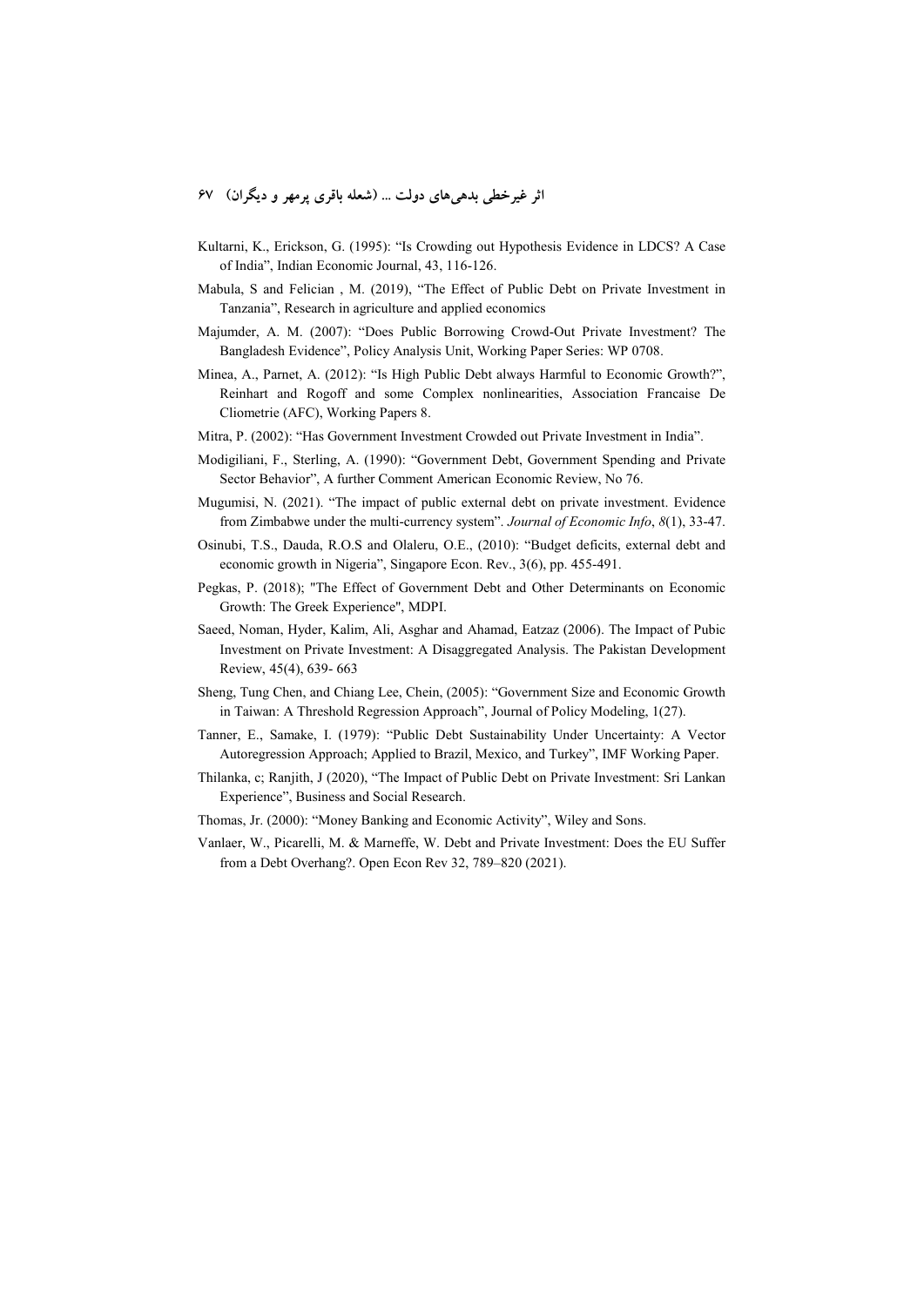Kultarni, K., Erickson, G. (1995): “Is Crowding out Hypothesis Evidence in LDCS? A Case of India”, Indian Economic Journal, 43, 116-126.

Mabula, S and Felician , M. (2019), “The Effect of Public Debt on Private Investment in Tanzania”, Research in agriculture and applied economics

Majumder, A. M. (2007): “Does Public Borrowing Crowd-Out Private Investment? The Bangladesh Evidence”, Policy Analysis Unit, Working Paper Series: WP 0708.

Minea, A., Parnet, A. (2012): “Is High Public Debt always Harmful to Economic Growth?”, Reinhart and Rogoff and some Complex nonlinearities, Association Francaise De Cliometrie (AFC), Working Papers 8.

Mitra, P. (2002): “Has Government Investment Crowded out Private Investment in India”.

Modigiliani, F., Sterling, A. (1990): “Government Debt, Government Spending and Private Sector Behavior”, A further Comment American Economic Review, No 76.

Mugumisi, N. (2021). “The impact of public external debt on private investment. Evidence from Zimbabwe under the multi-currency system”. *Journal of Economic Info*, *8*(1), 33-47.

Osinubi, T.S., Dauda, R.O.S and Olaleru, O.E., (2010): “Budget deficits, external debt and economic growth in Nigeria”, Singapore Econ. Rev., 3(6), pp. 455-491.

Pegkas, P. (2018); "The Effect of Government Debt and Other Determinants on Economic Growth: The Greek Experience", MDPI.

Saeed, Noman, Hyder, Kalim, Ali, Asghar and Ahamad, Eatzaz (2006). The Impact of Pubic Investment on Private Investment: A Disaggregated Analysis. The Pakistan Development Review, 45(4), 639- 663

Sheng, Tung Chen, and Chiang Lee, Chein, (2005): “Government Size and Economic Growth in Taiwan: A Threshold Regression Approach”, Journal of Policy Modeling, 1(27).

Tanner, E., Samake, I. (1979): “Public Debt Sustainability Under Uncertainty: A Vector Autoregression Approach; Applied to Brazil, Mexico, and Turkey”, IMF Working Paper.

Thilanka, c; Ranjith, J (2020), “The Impact of Public Debt on Private Investment: Sri Lankan Experience”, Business and Social Research.

Thomas, Jr. (2000): “Money Banking and Economic Activity”, Wiley and Sons.

Vanlaer, W., Picarelli, M. & Marneffe, W. Debt and Private Investment: Does the EU Suffer from a Debt Overhang?. Open Econ Rev 32, 789–820 (2021).